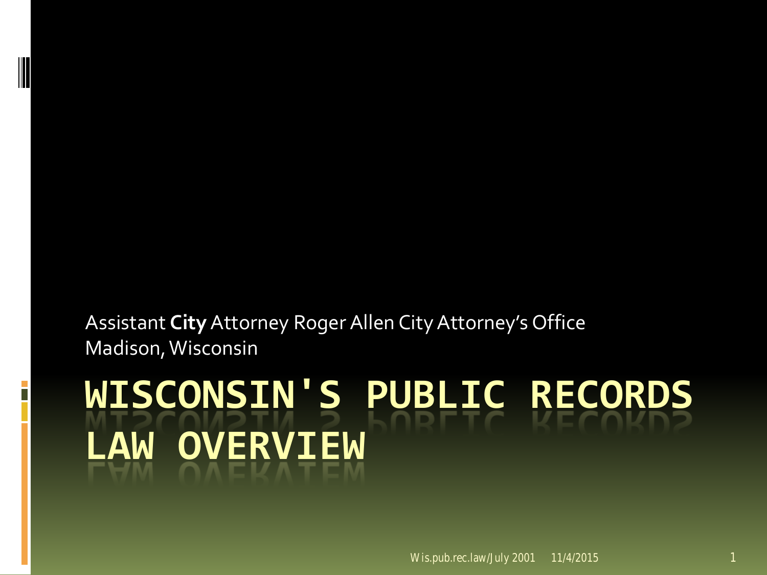Assistant **City** Attorney Roger Allen City Attorney's Office
Madison, Wisconsin

# WISCONSIN'S PUBLIC RECORDS LAW OVERVIEW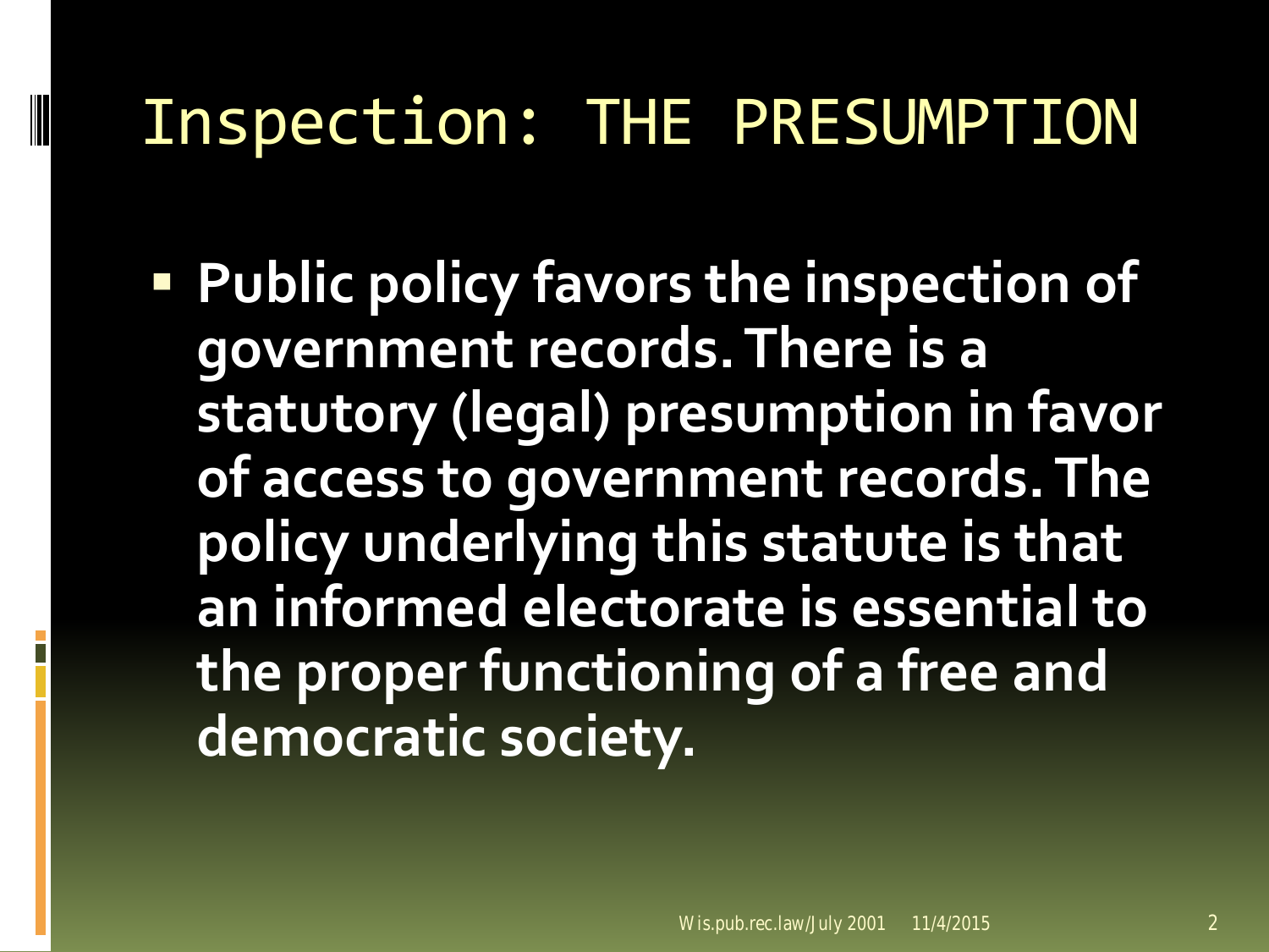# Inspection: THE PRESUMPTION

- **Public policy favors the inspection of government records. There is a statutory (legal) presumption in favor of access to government records. The policy underlying this statute is that an informed electorate is essential to the proper functioning of a free and democratic society.**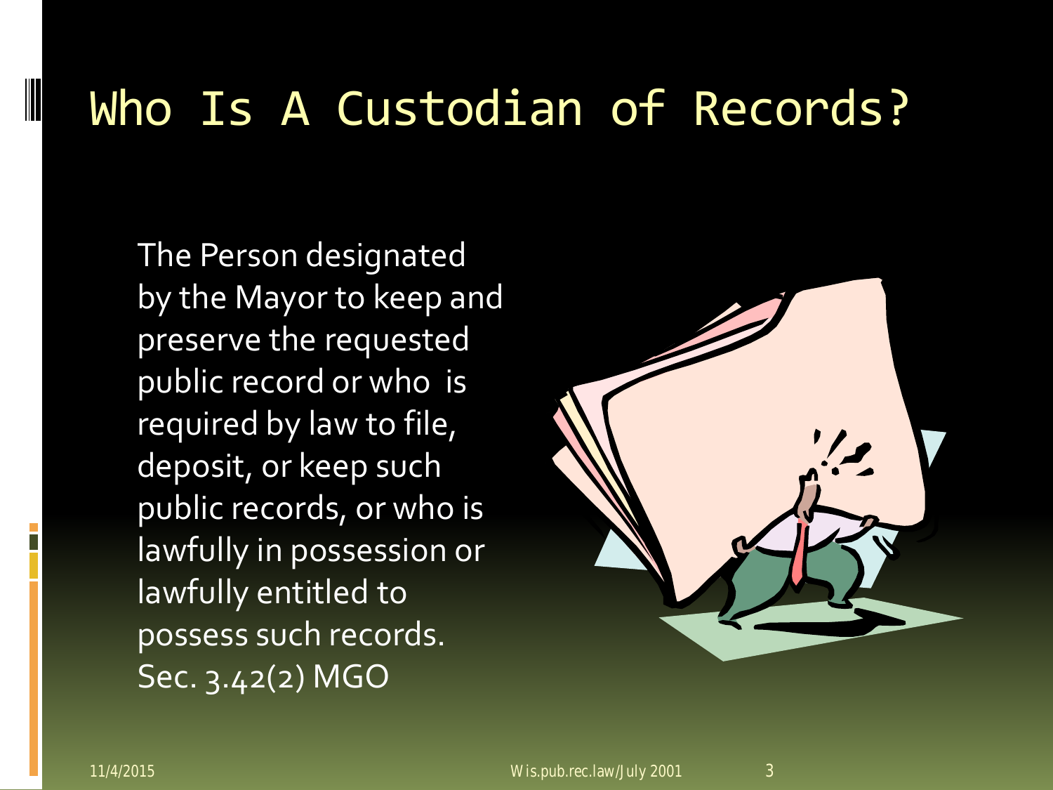# Who Is A Custodian of Records?

The Person designated by the Mayor to keep and preserve the requested public record or who is required by law to file, deposit, or keep such public records, or who is lawfully in possession or lawfully entitled to possess such records. Sec. 3.42(2) MGO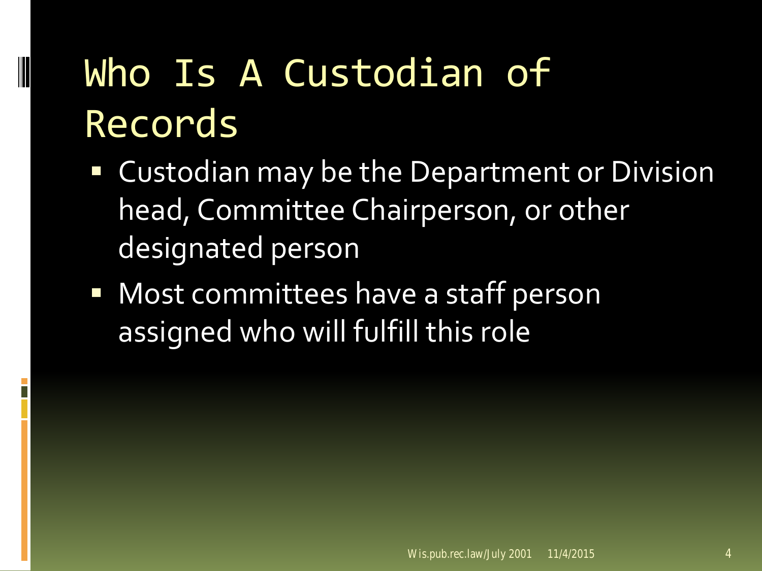# Who Is A Custodian of Records

- Custodian may be the Department or Division head, Committee Chairperson, or other designated person
- Most committees have a staff person assigned who will fulfill this role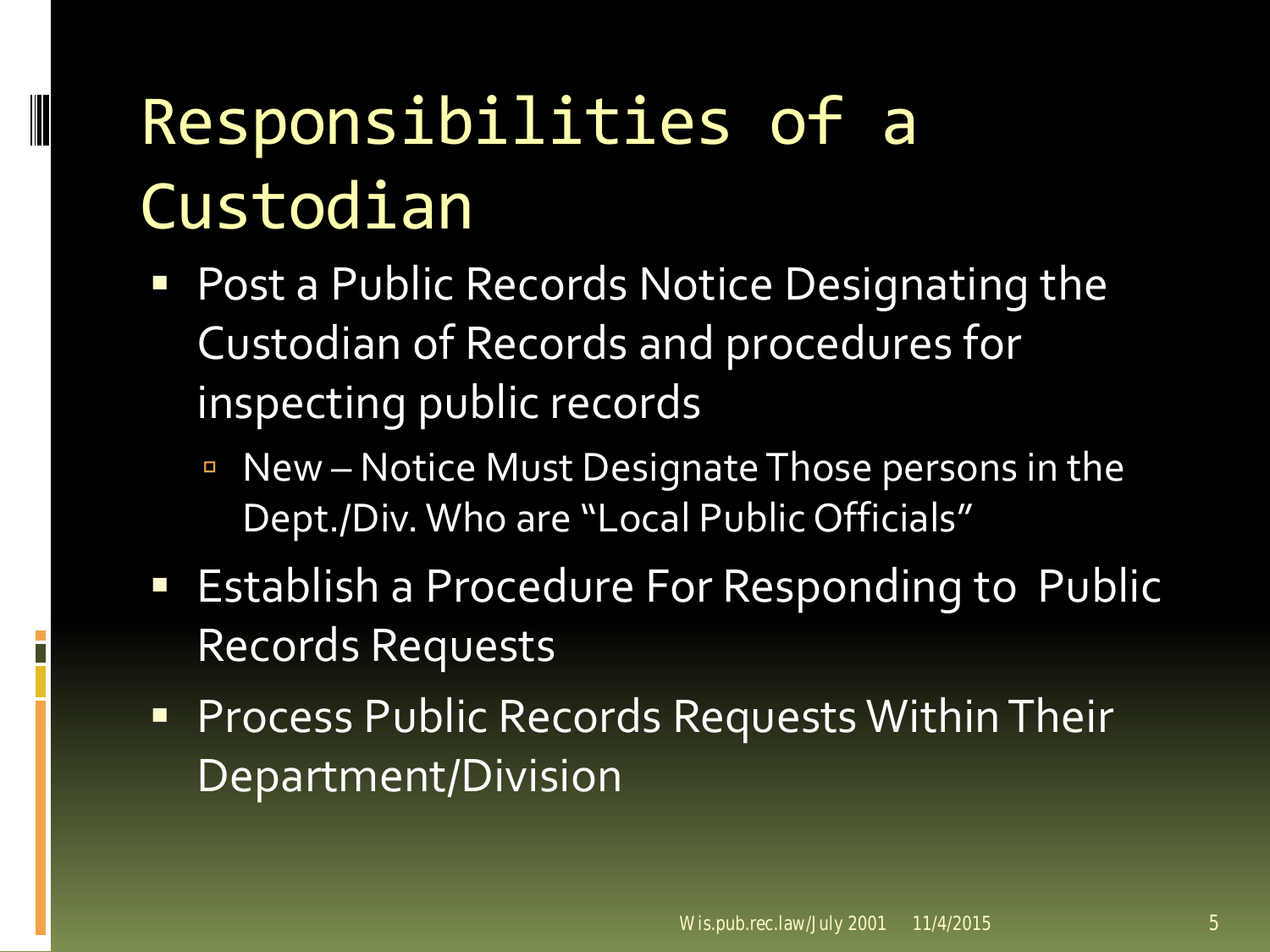# Responsibilities of a Custodian

- Post a Public Records Notice Designating the Custodian of Records and procedures for inspecting public records
  - New – Notice Must Designate Those persons in the Dept./Div. Who are "Local Public Officials"
- Establish a Procedure For Responding to Public Records Requests
- Process Public Records Requests Within Their Department/Division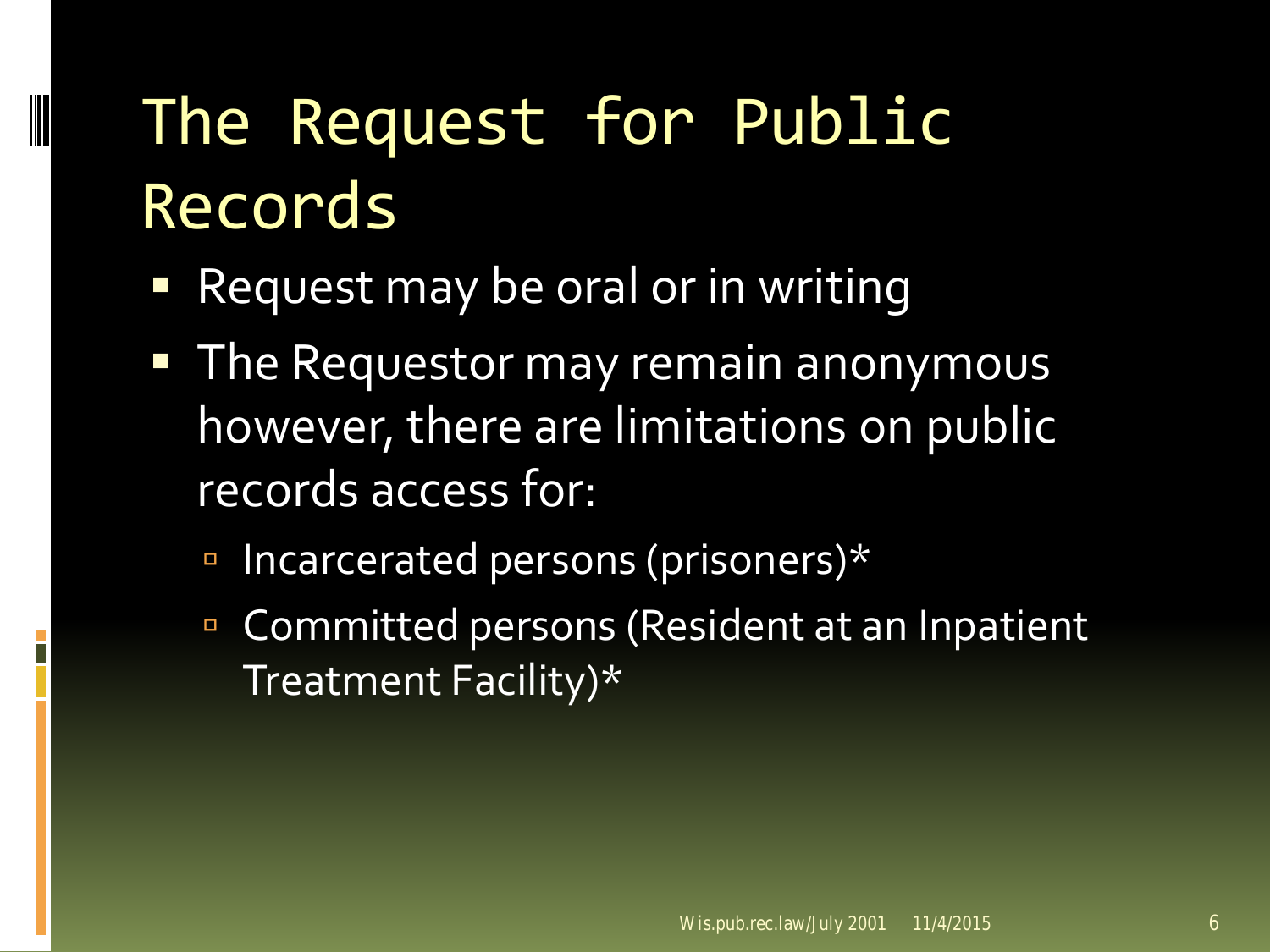# The Request for Public Records

- Request may be oral or in writing
- The Requestor may remain anonymous however, there are limitations on public records access for:
  - Incarcerated persons (prisoners)*
  - Committed persons (Resident at an Inpatient Treatment Facility)*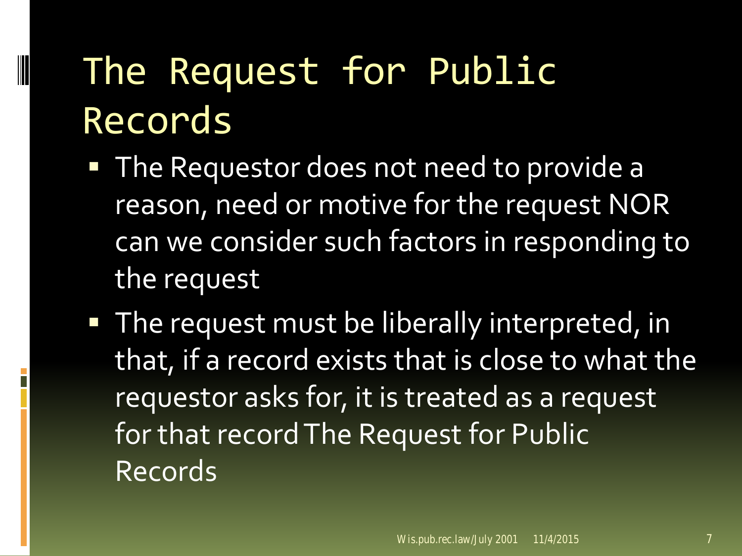# The Request for Public Records

- The Requestor does not need to provide a reason, need or motive for the request NOR can we consider such factors in responding to the request
- The request must be liberally interpreted, in that, if a record exists that is close to what the requestor asks for, it is treated as a request for that record The Request for Public Records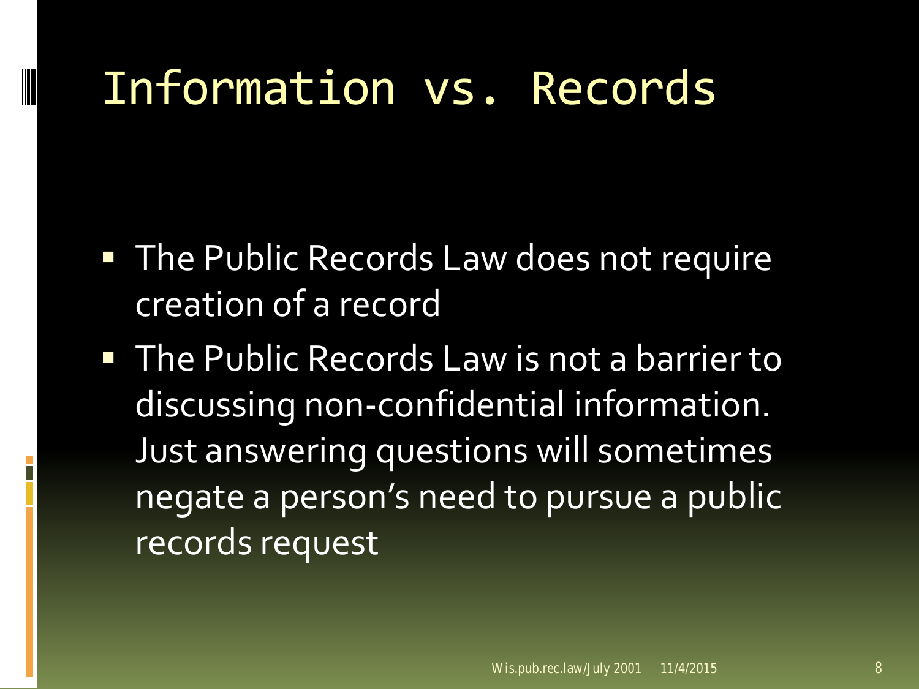# Information vs. Records

- The Public Records Law does not require creation of a record
- The Public Records Law is not a barrier to discussing non-confidential information. Just answering questions will sometimes negate a person's need to pursue a public records request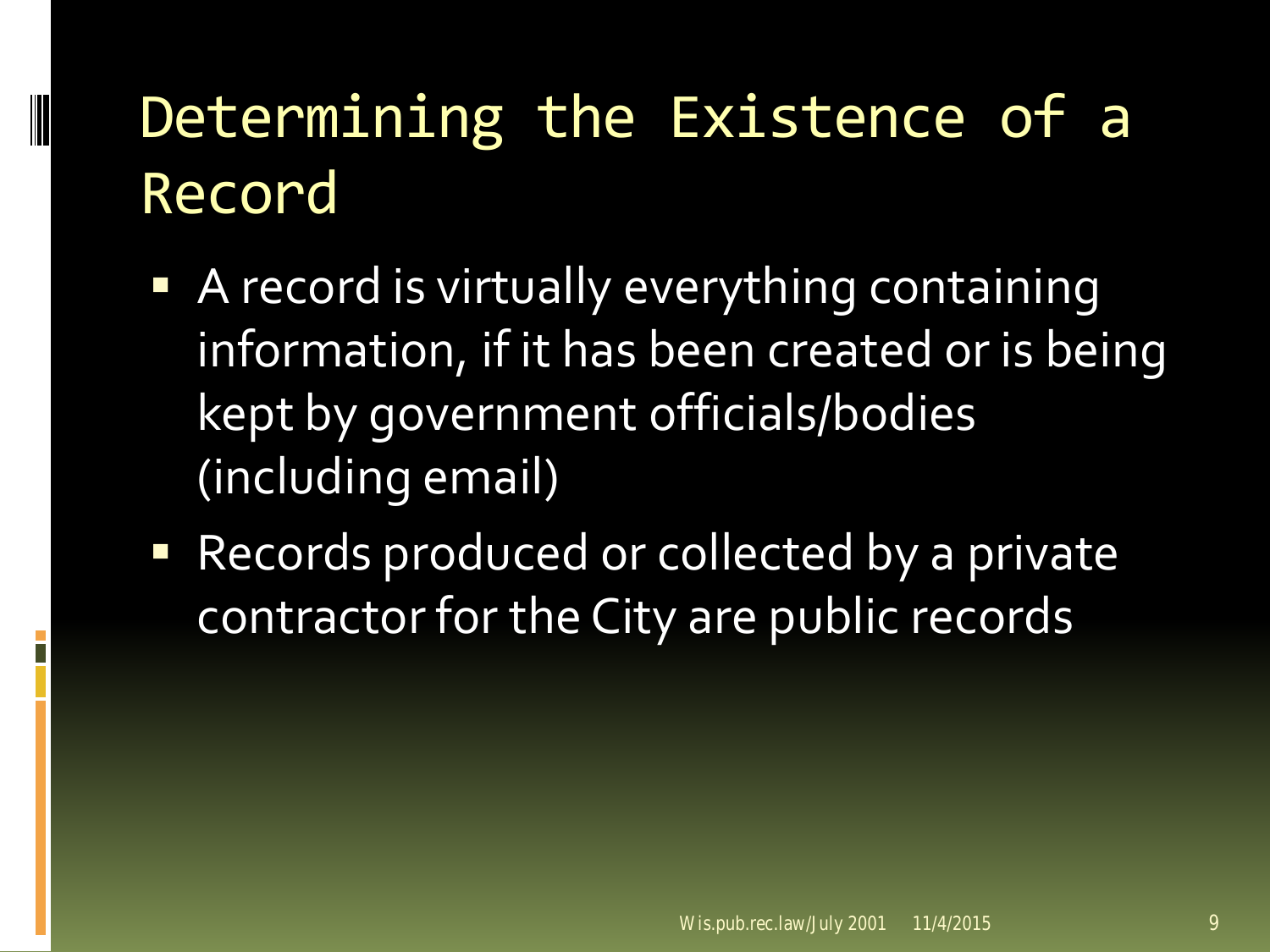# Determining the Existence of a Record

- A record is virtually everything containing information, if it has been created or is being kept by government officials/bodies (including email)
- Records produced or collected by a private contractor for the City are public records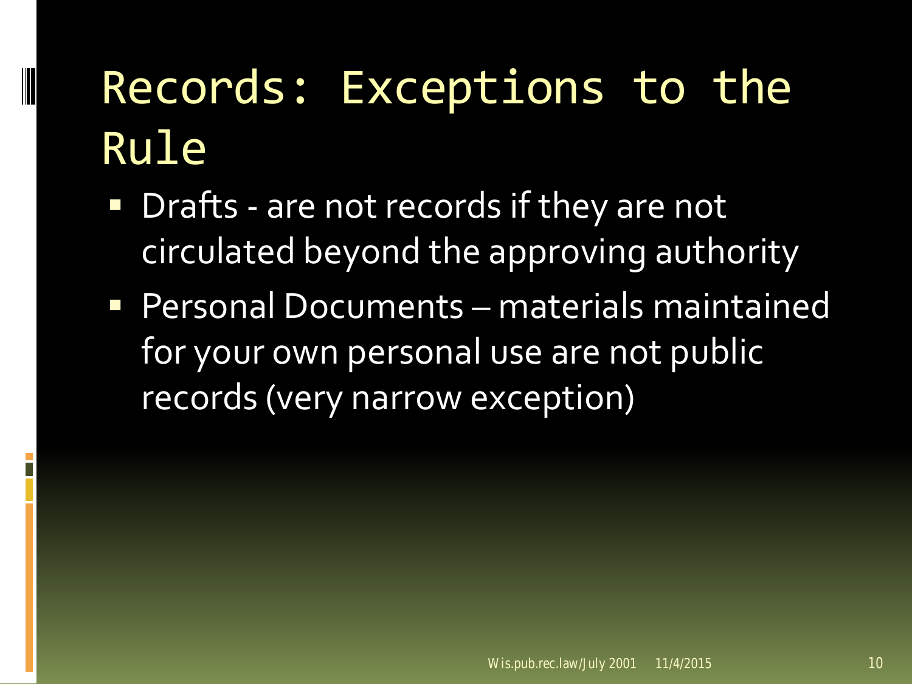# Records: Exceptions to the Rule

- Drafts - are not records if they are not circulated beyond the approving authority
- Personal Documents – materials maintained for your own personal use are not public records (very narrow exception)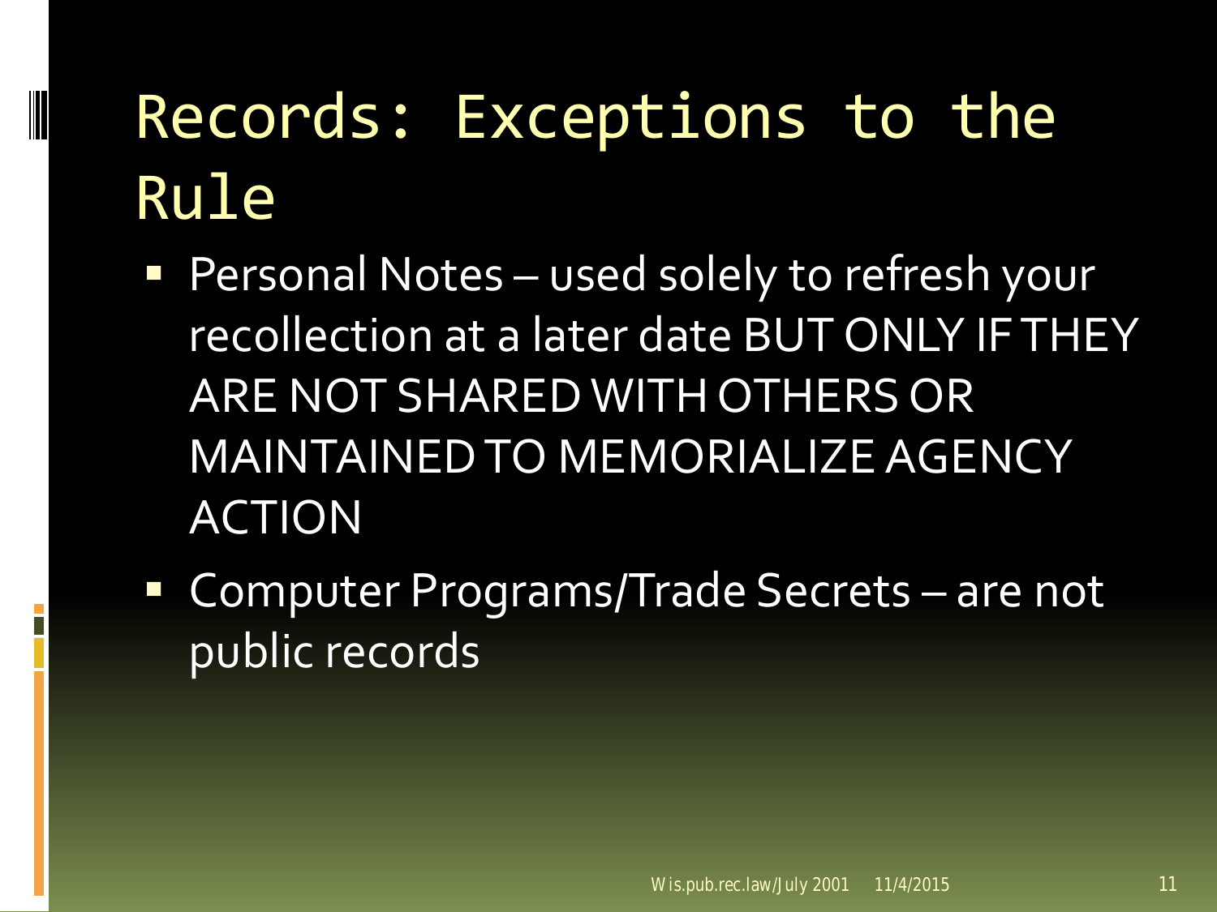# Records: Exceptions to the Rule

- Personal Notes – used solely to refresh your recollection at a later date BUT ONLY IF THEY ARE NOT SHARED WITH OTHERS OR MAINTAINED TO MEMORIALIZE AGENCY ACTION
- Computer Programs/Trade Secrets – are not public records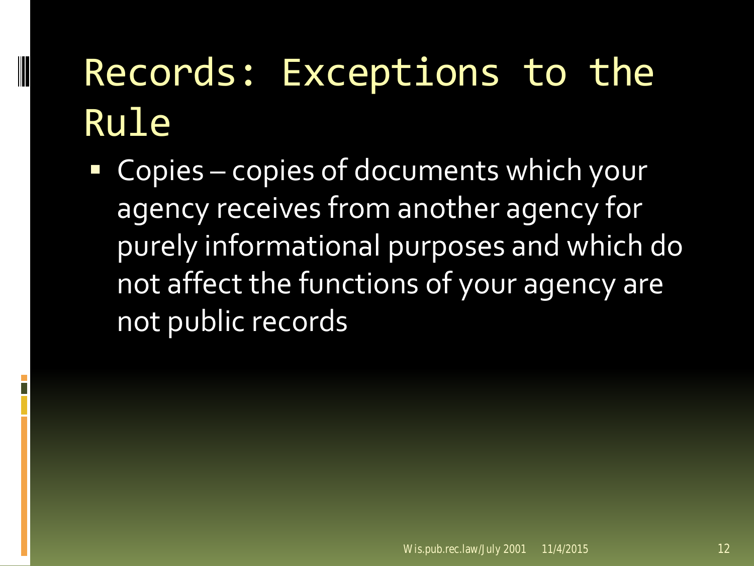# Records: Exceptions to the Rule

- Copies – copies of documents which your agency receives from another agency for purely informational purposes and which do not affect the functions of your agency are not public records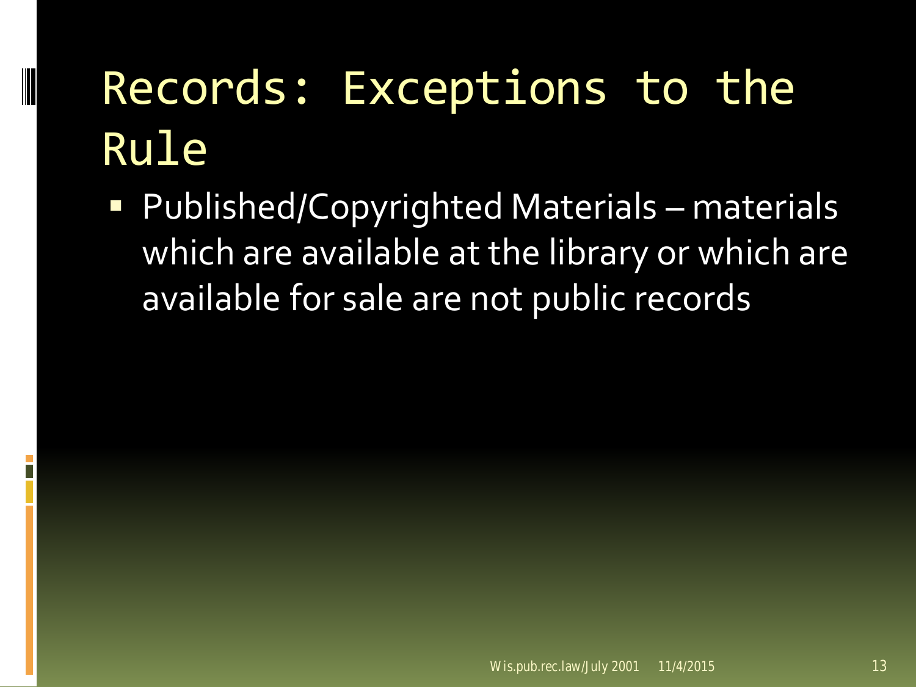# Records: Exceptions to the Rule

- Published/Copyrighted Materials – materials which are available at the library or which are available for sale are not public records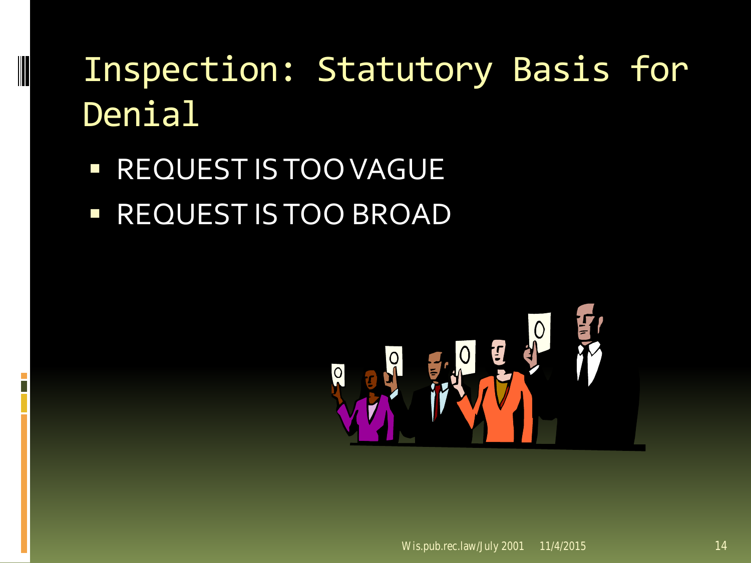# Inspection: Statutory Basis for Denial

- REQUEST IS TOO VAGUE
- REQUEST IS TOO BROAD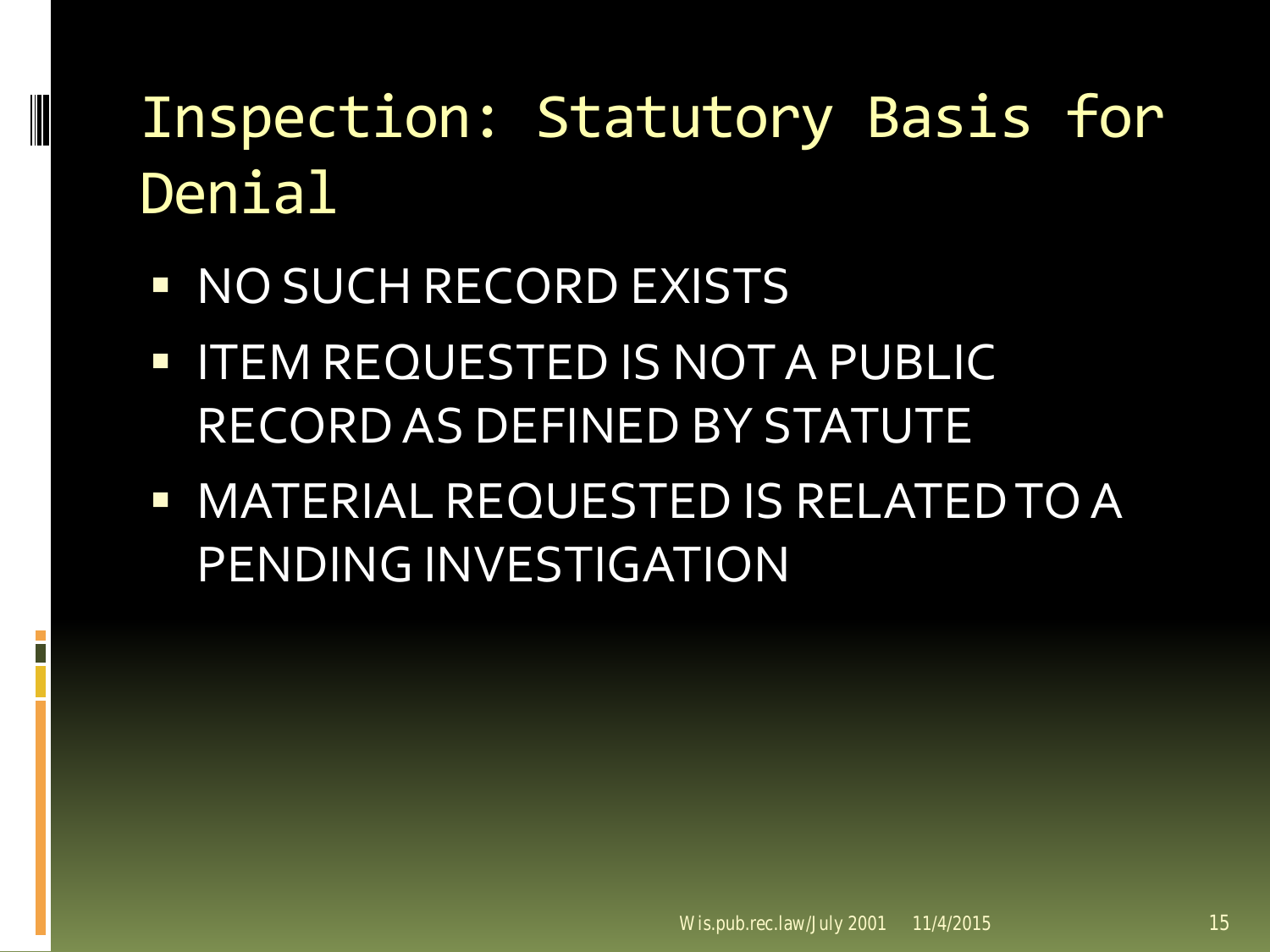# Inspection: Statutory Basis for Denial

- NO SUCH RECORD EXISTS
- ITEM REQUESTED IS NOT A PUBLIC RECORD AS DEFINED BY STATUTE
- MATERIAL REQUESTED IS RELATED TO A PENDING INVESTIGATION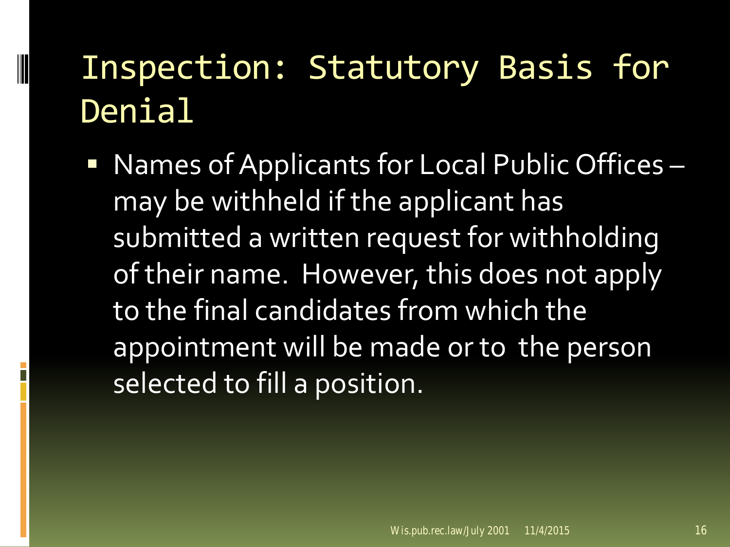# Inspection: Statutory Basis for Denial

- Names of Applicants for Local Public Offices – may be withheld if the applicant has submitted a written request for withholding of their name. However, this does not apply to the final candidates from which the appointment will be made or to the person selected to fill a position.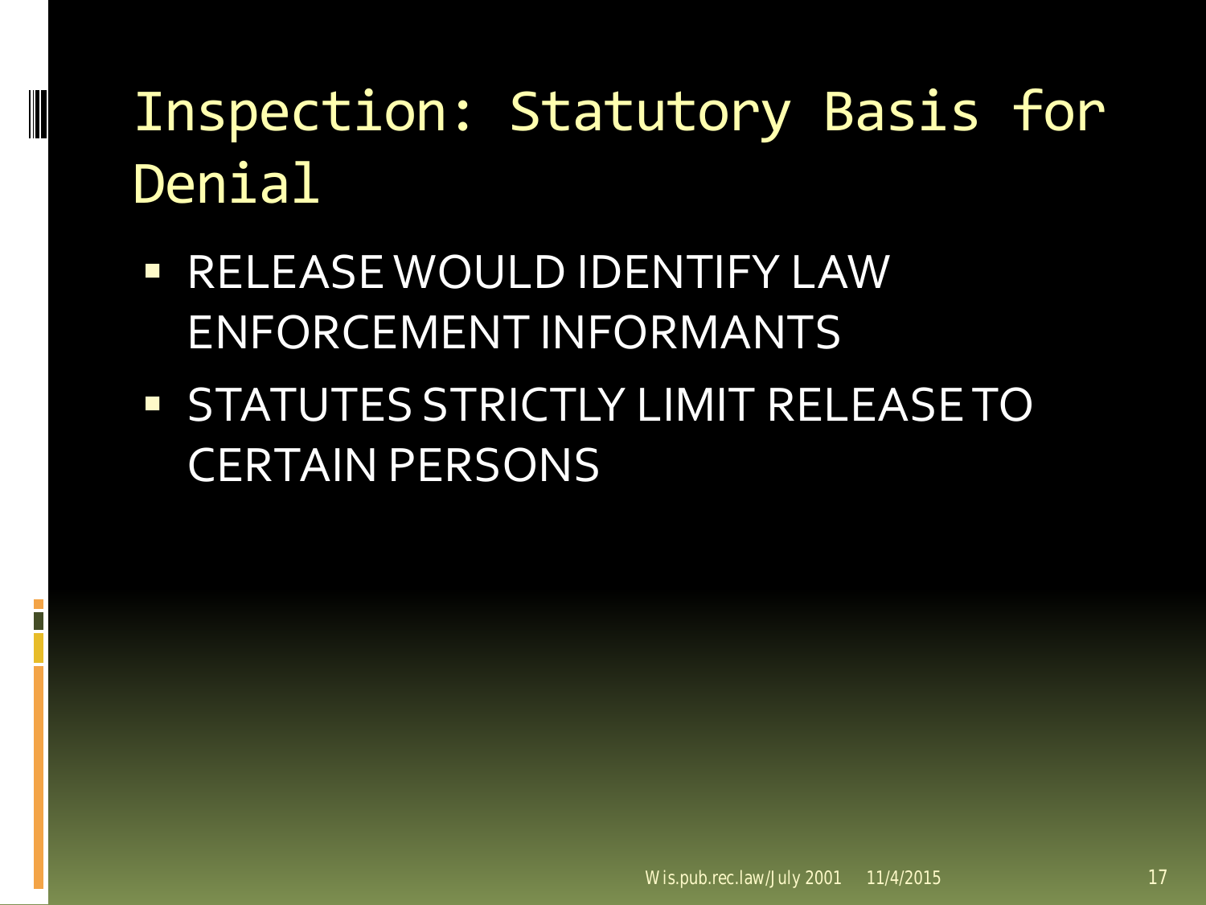# Inspection: Statutory Basis for Denial

- RELEASE WOULD IDENTIFY LAW ENFORCEMENT INFORMANTS
- STATUTES STRICTLY LIMIT RELEASE TO CERTAIN PERSONS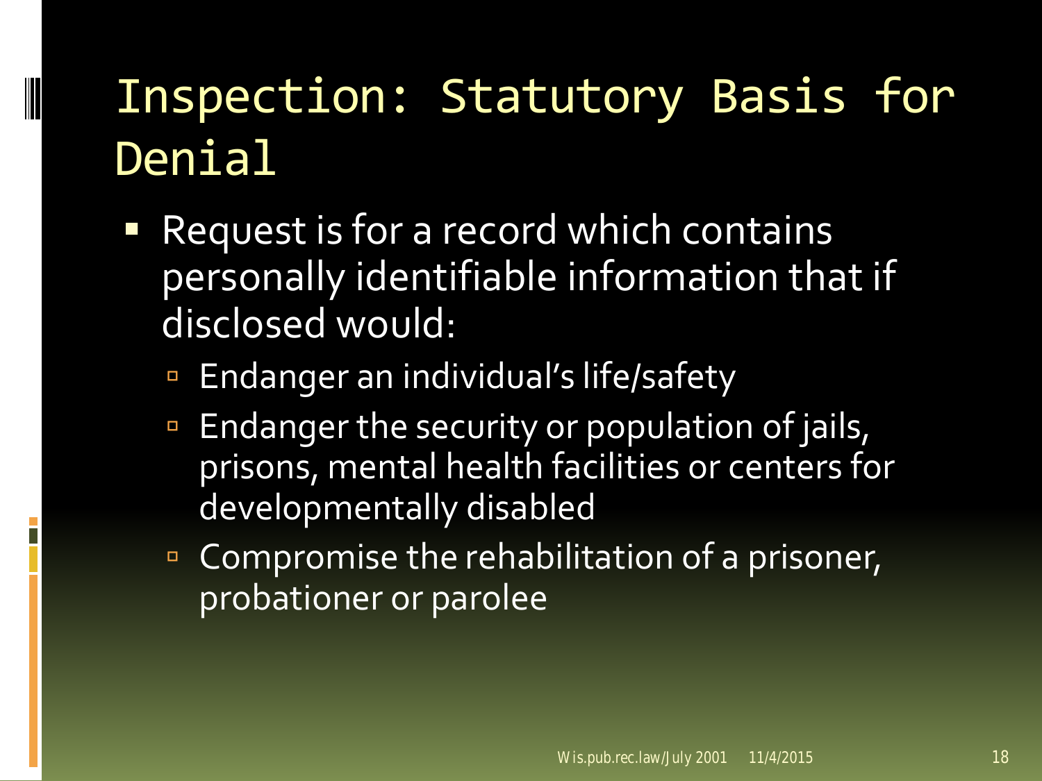# Inspection: Statutory Basis for Denial

- Request is for a record which contains personally identifiable information that if disclosed would:
  - Endanger an individual's life/safety
  - Endanger the security or population of jails, prisons, mental health facilities or centers for developmentally disabled
  - Compromise the rehabilitation of a prisoner, probationer or parolee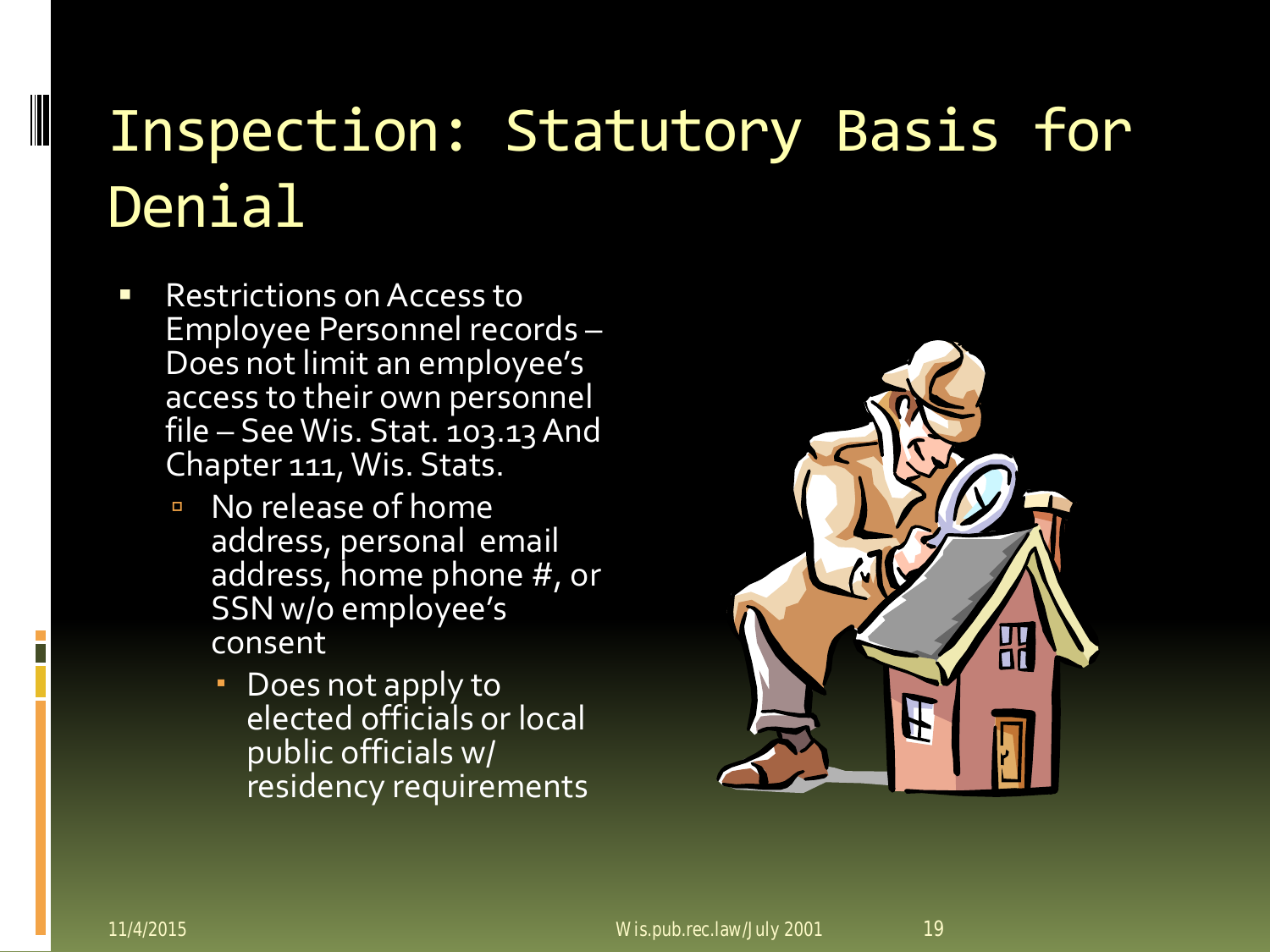# Inspection: Statutory Basis for Denial

- Restrictions on Access to Employee Personnel records – Does not limit an employee's access to their own personnel file – See Wis. Stat. 103.13 And Chapter 111, Wis. Stats.
  - No release of home address, personal email address, home phone #, or SSN w/o employee's consent
    - Does not apply to elected officials or local public officials w/ residency requirements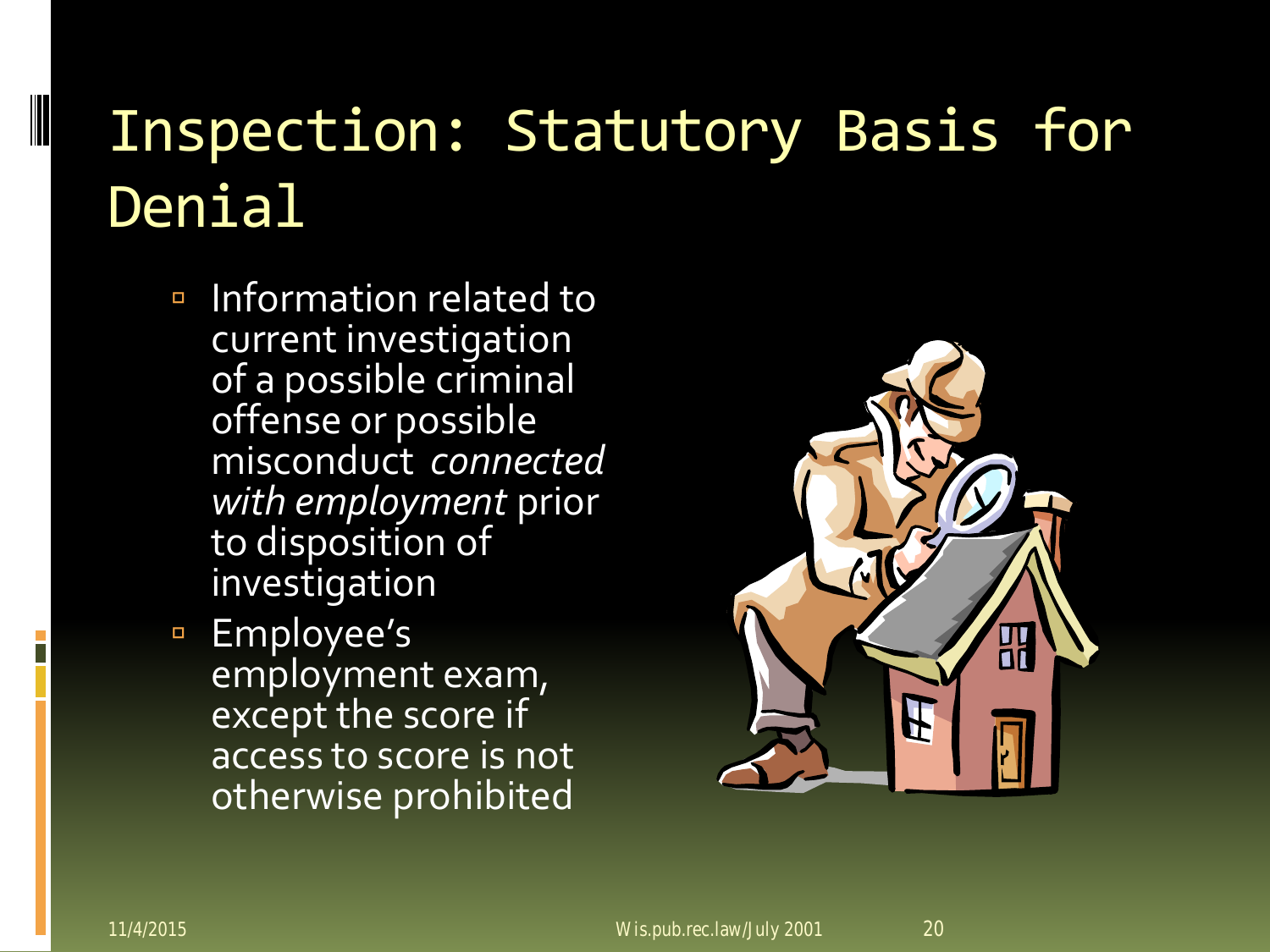# Inspection: Statutory Basis for Denial

- Information related to current investigation of a possible criminal offense or possible misconduct *connected with employment* prior to disposition of investigation
- Employee's employment exam, except the score if access to score is not otherwise prohibited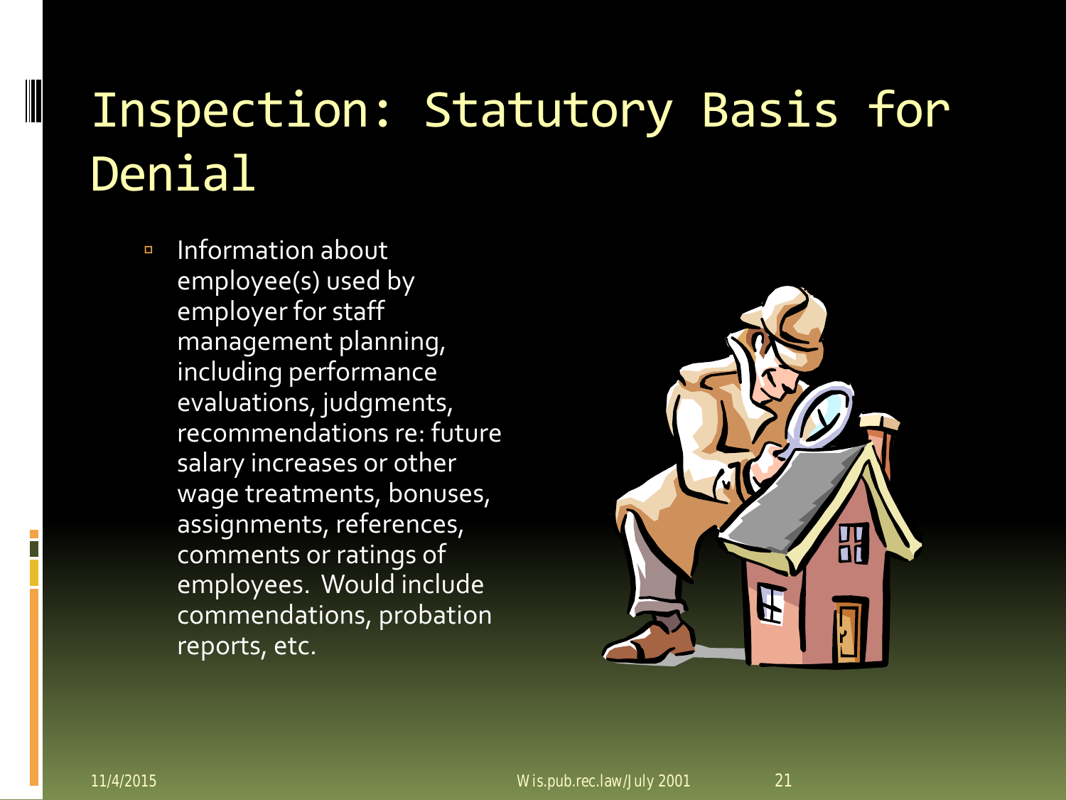# Inspection: Statutory Basis for Denial

- Information about employee(s) used by employer for staff management planning, including performance evaluations, judgments, recommendations re: future salary increases or other wage treatments, bonuses, assignments, references, comments or ratings of employees. Would include commendations, probation reports, etc.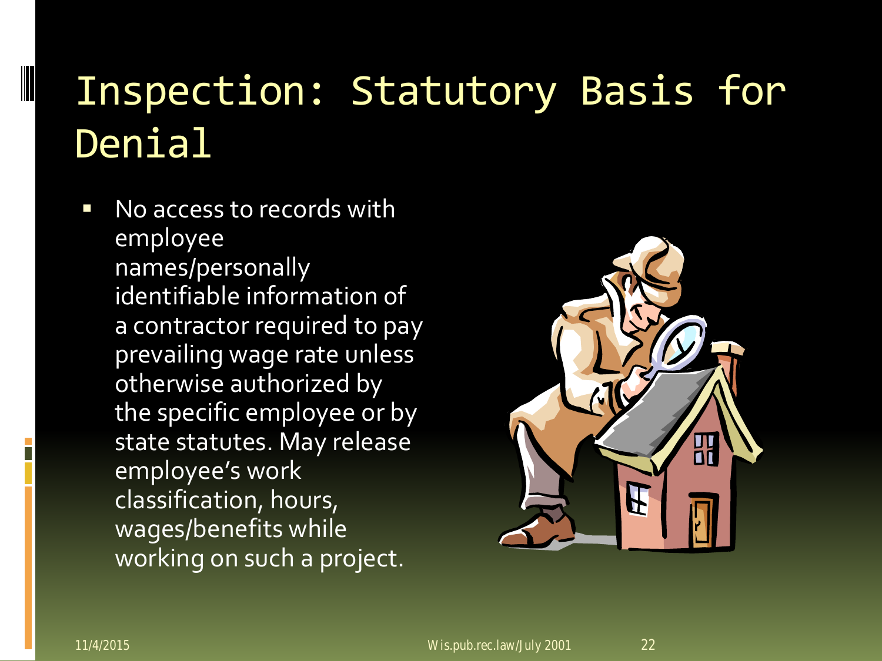# Inspection: Statutory Basis for Denial

- No access to records with employee names/personally identifiable information of a contractor required to pay prevailing wage rate unless otherwise authorized by the specific employee or by state statutes. May release employee's work classification, hours, wages/benefits while working on such a project.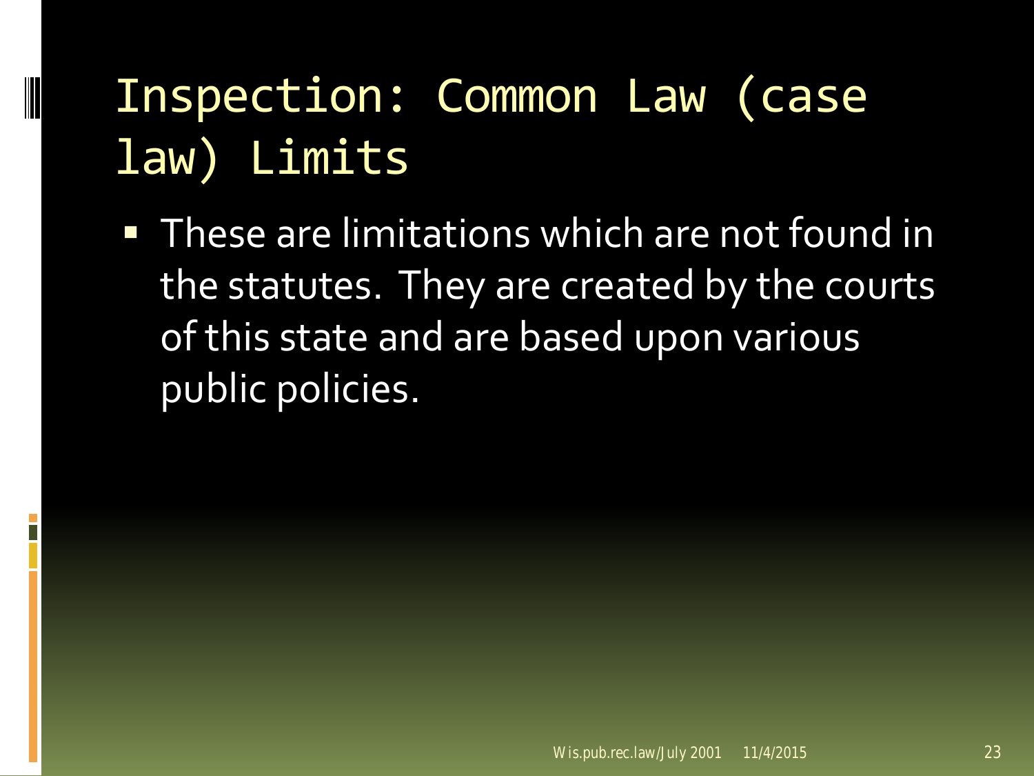# Inspection: Common Law (case law) Limits

- These are limitations which are not found in the statutes. They are created by the courts of this state and are based upon various public policies.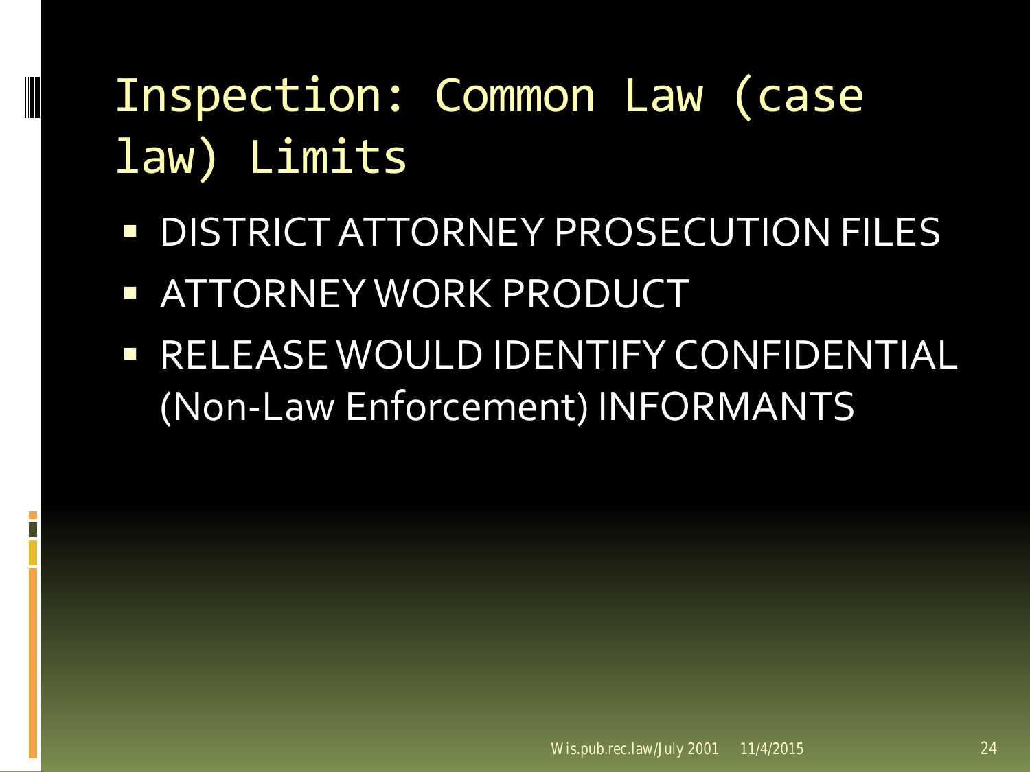# Inspection: Common Law (case law) Limits

- DISTRICT ATTORNEY PROSECUTION FILES
- ATTORNEY WORK PRODUCT
- RELEASE WOULD IDENTIFY CONFIDENTIAL (Non-Law Enforcement) INFORMANTS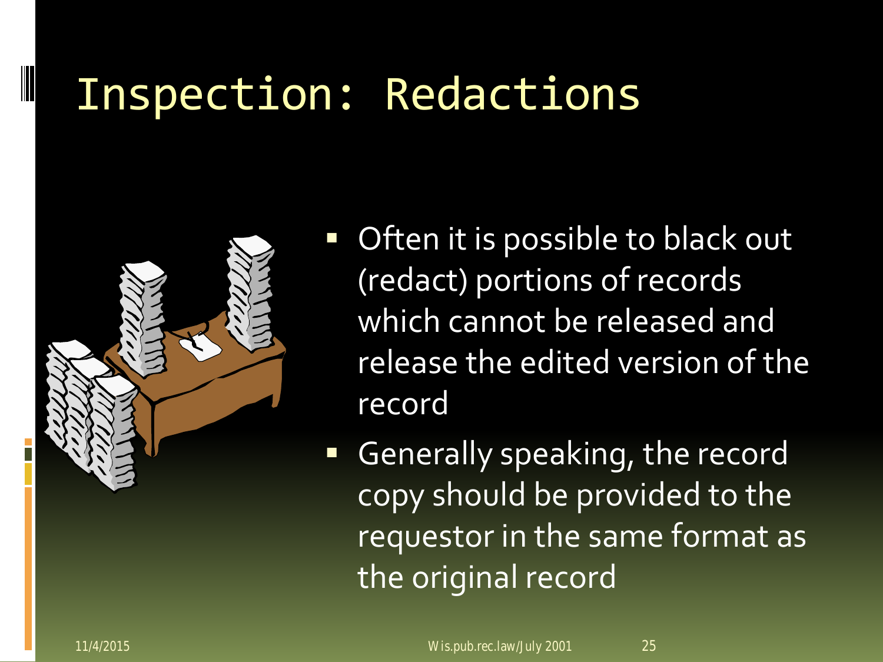# Inspection: Redactions

- Often it is possible to black out (redact) portions of records which cannot be released and release the edited version of the record
- Generally speaking, the record copy should be provided to the requestor in the same format as the original record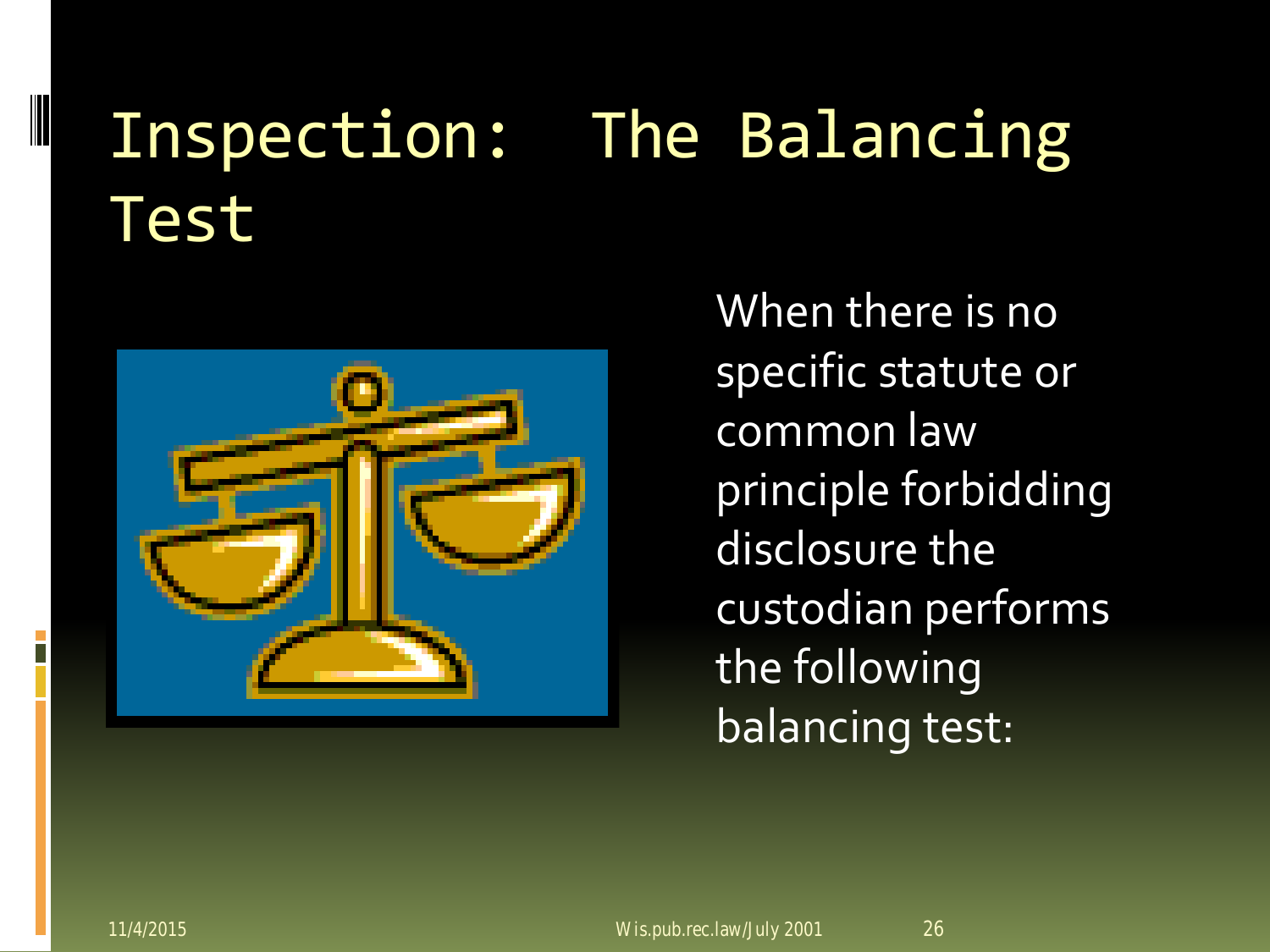# Inspection: The Balancing Test

When there is no specific statute or common law principle forbidding disclosure the custodian performs the following balancing test: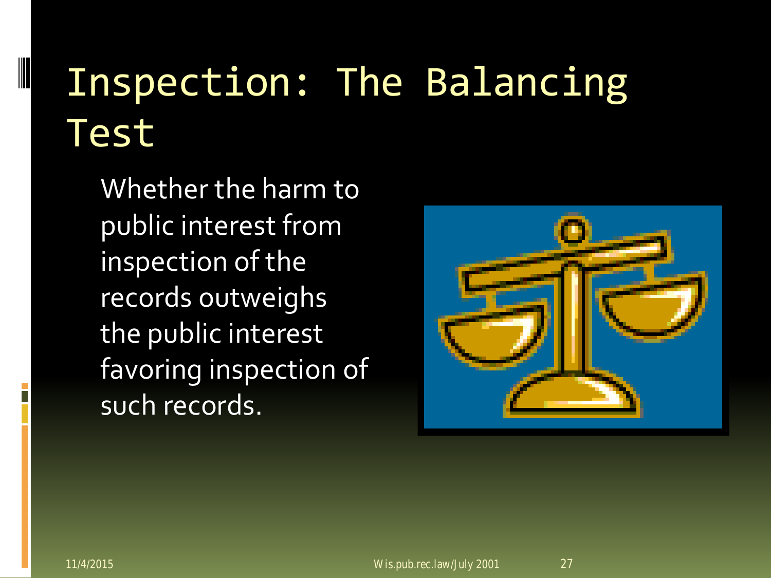# Inspection: The Balancing Test

Whether the harm to public interest from inspection of the records outweighs the public interest favoring inspection of such records.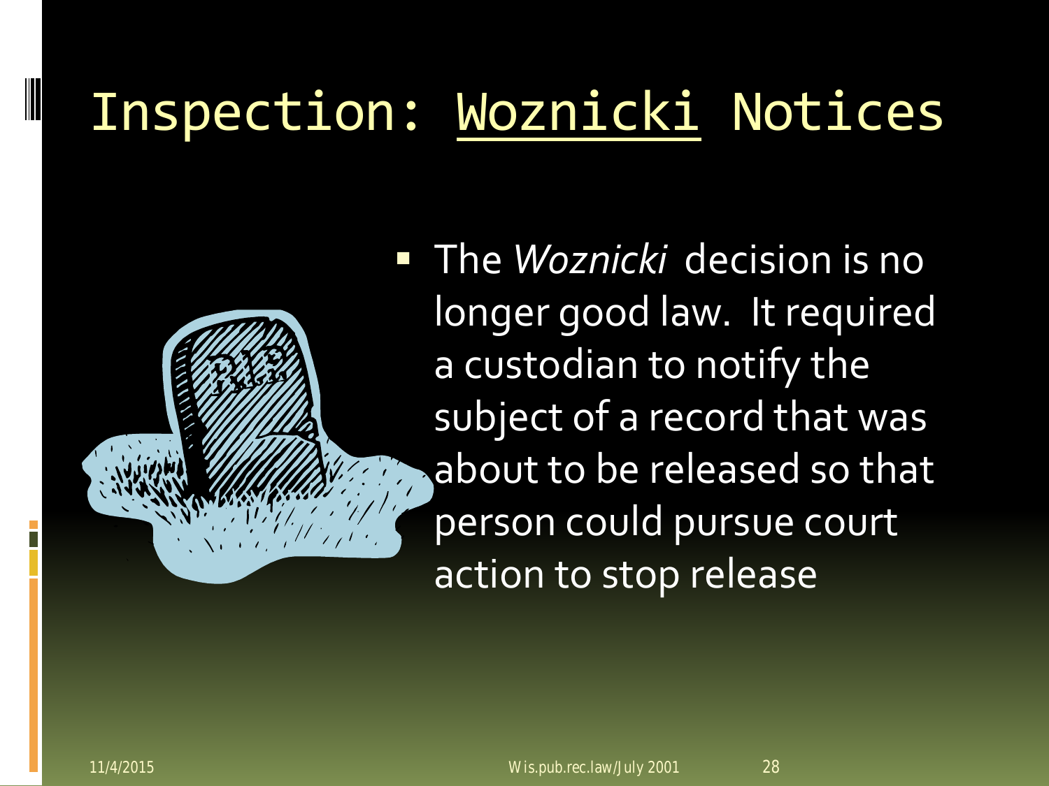# Inspection: Woznicki Notices

- The *Woznicki* decision is no longer good law. It required a custodian to notify the subject of a record that was about to be released so that person could pursue court action to stop release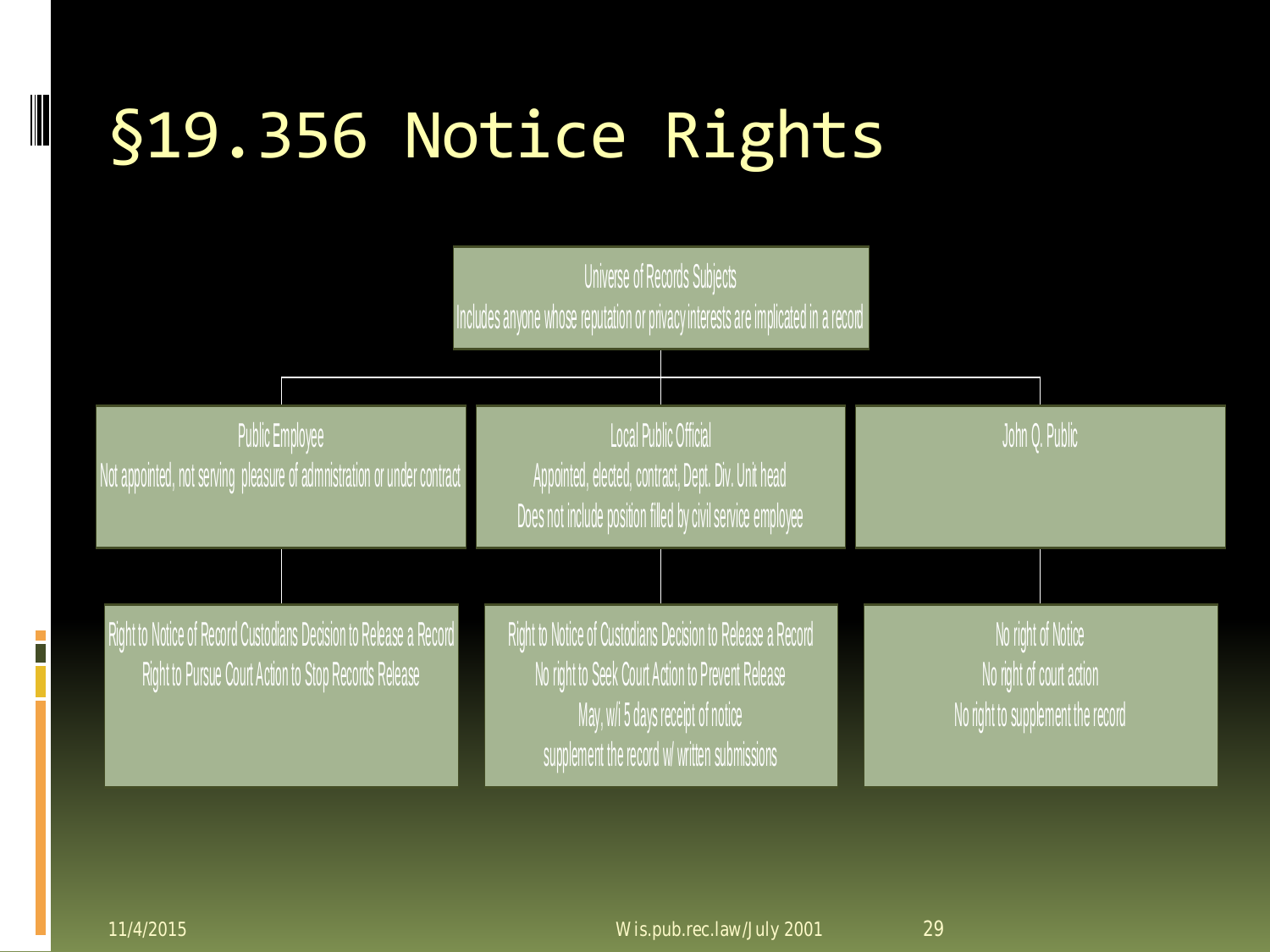# §19.356 Notice Rights

**Universe of Records Subjects**
Includes anyone whose reputation or privacy interests are implicated in a record

| Public Employee | Local Public Official | John Q. Public |
|---|---|---|
| Not appointed, not serving pleasure of admnistration or under contract | Appointed, elected, contract, Dept. Div. Unit head<br>Does not include position filled by civil service employee | |
| Right to Notice of Record Custodians Decision to Release a Record<br>Right to Pursue Court Action to Stop Records Release | Right to Notice of Custodians Decision to Release a Record<br>No right to Seek Court Action to Prevent Release<br>May, w/i 5 days receipt of notice supplement the record w/ written submissions | No right of Notice<br>No right of court action<br>No right to supplement the record |

11/4/2015 Wis.pub.rec.law/July 2001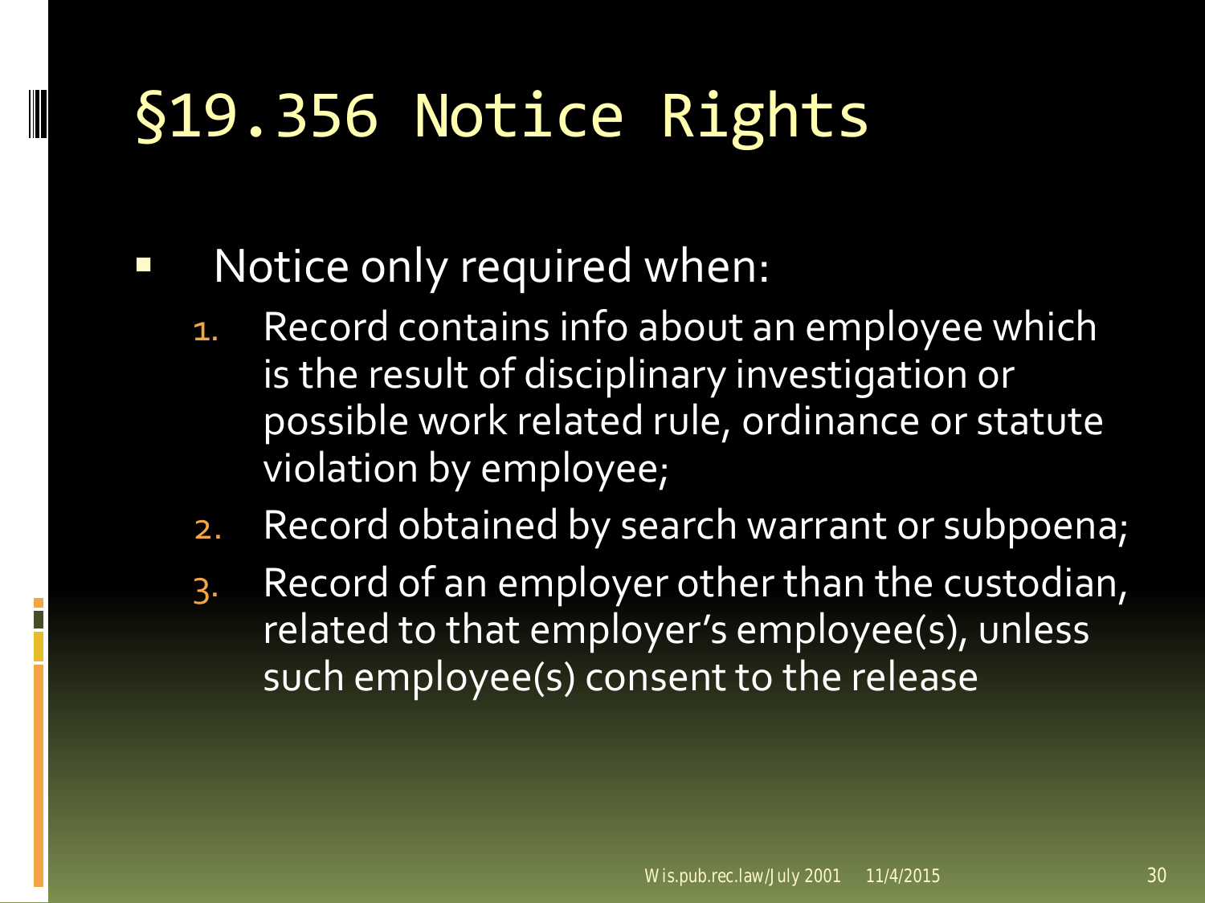# §19.356 Notice Rights

- Notice only required when:
  1. Record contains info about an employee which is the result of disciplinary investigation or possible work related rule, ordinance or statute violation by employee;
  2. Record obtained by search warrant or subpoena;
  3. Record of an employer other than the custodian, related to that employer's employee(s), unless such employee(s) consent to the release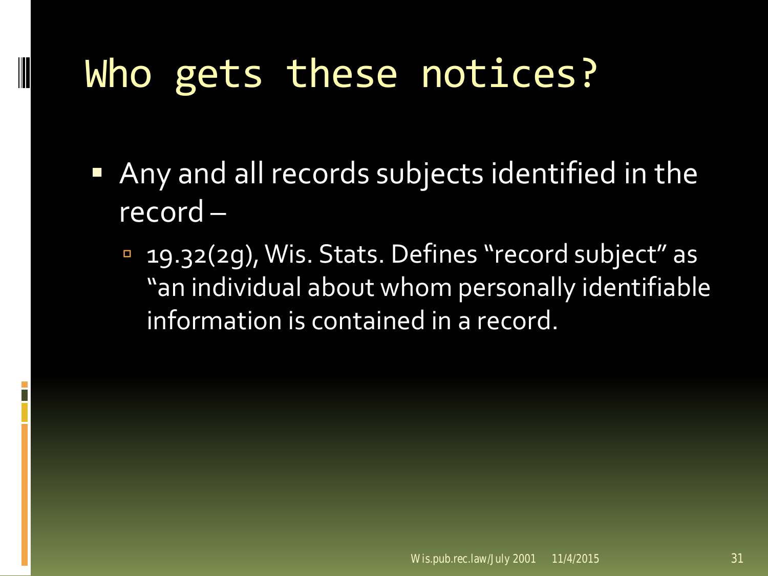# Who gets these notices?

- Any and all records subjects identified in the record –
  - 19.32(2g), Wis. Stats. Defines "record subject" as "an individual about whom personally identifiable information is contained in a record.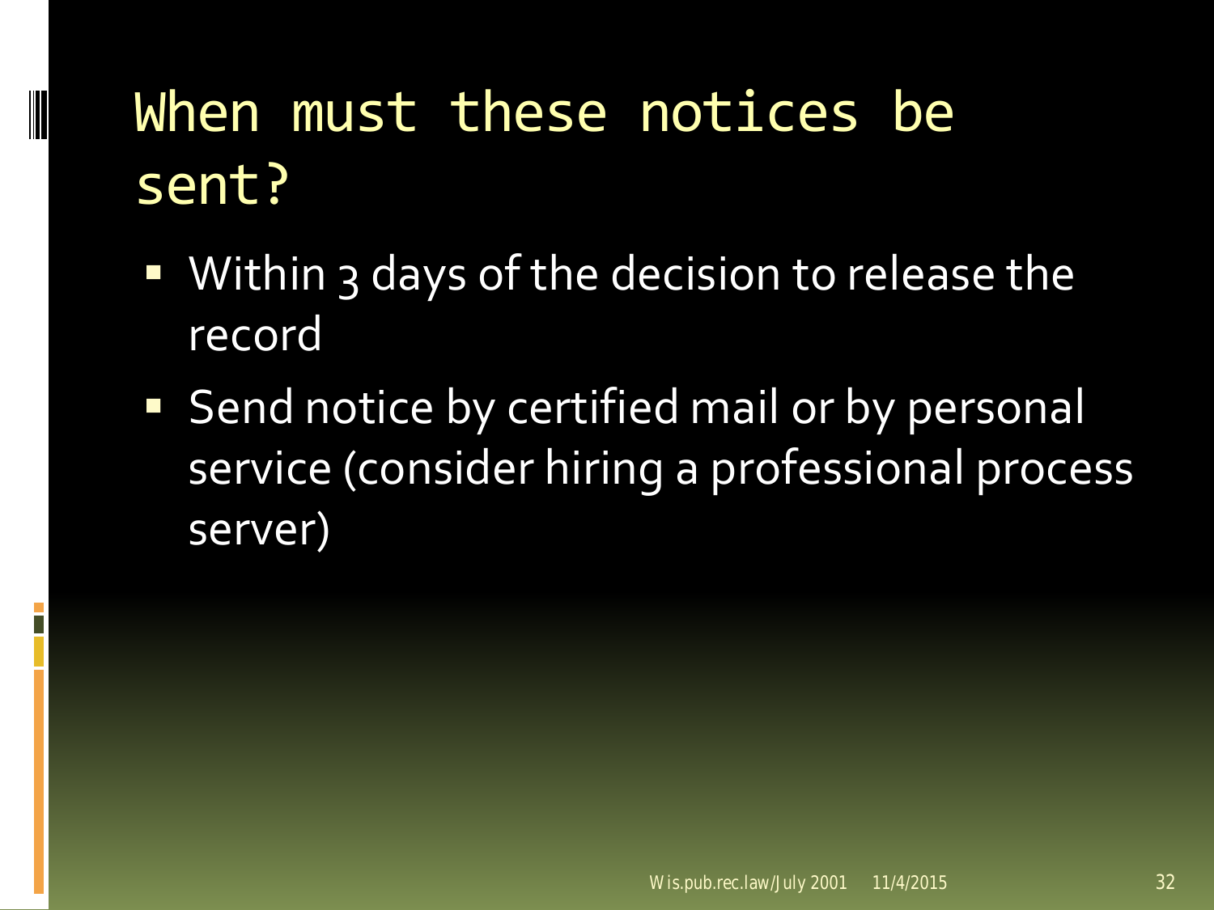# When must these notices be sent?

- Within 3 days of the decision to release the record
- Send notice by certified mail or by personal service (consider hiring a professional process server)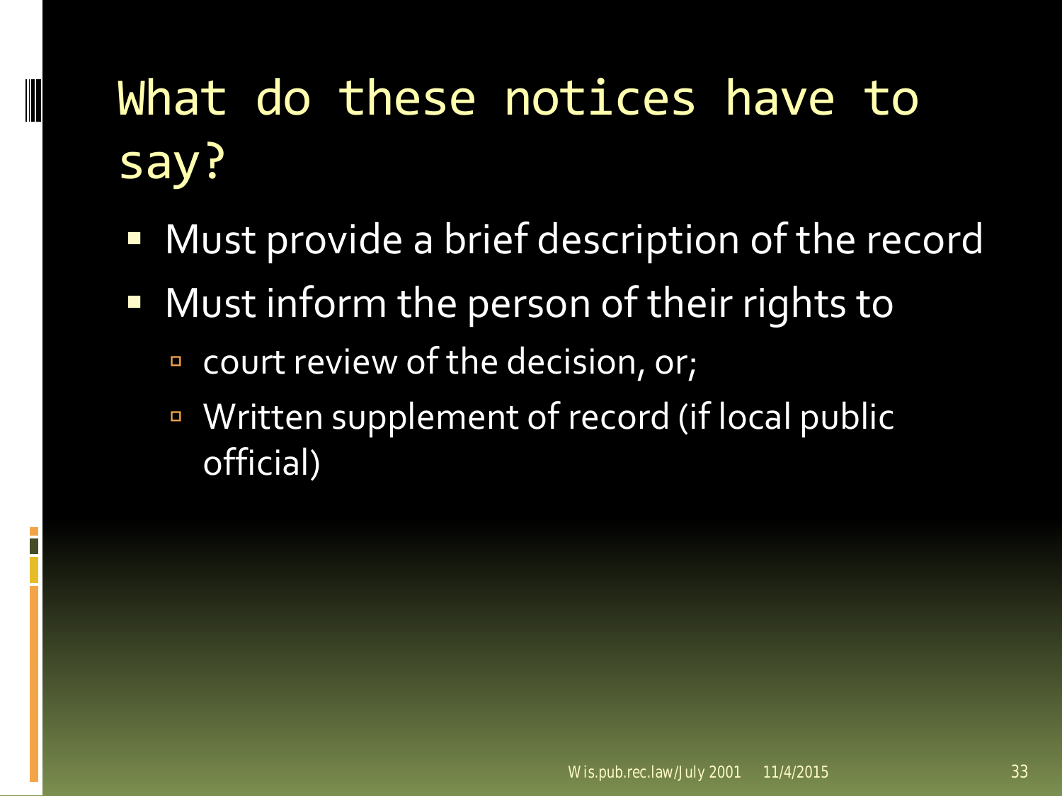# What do these notices have to say?

- Must provide a brief description of the record
- Must inform the person of their rights to
  - court review of the decision, or;
  - Written supplement of record (if local public official)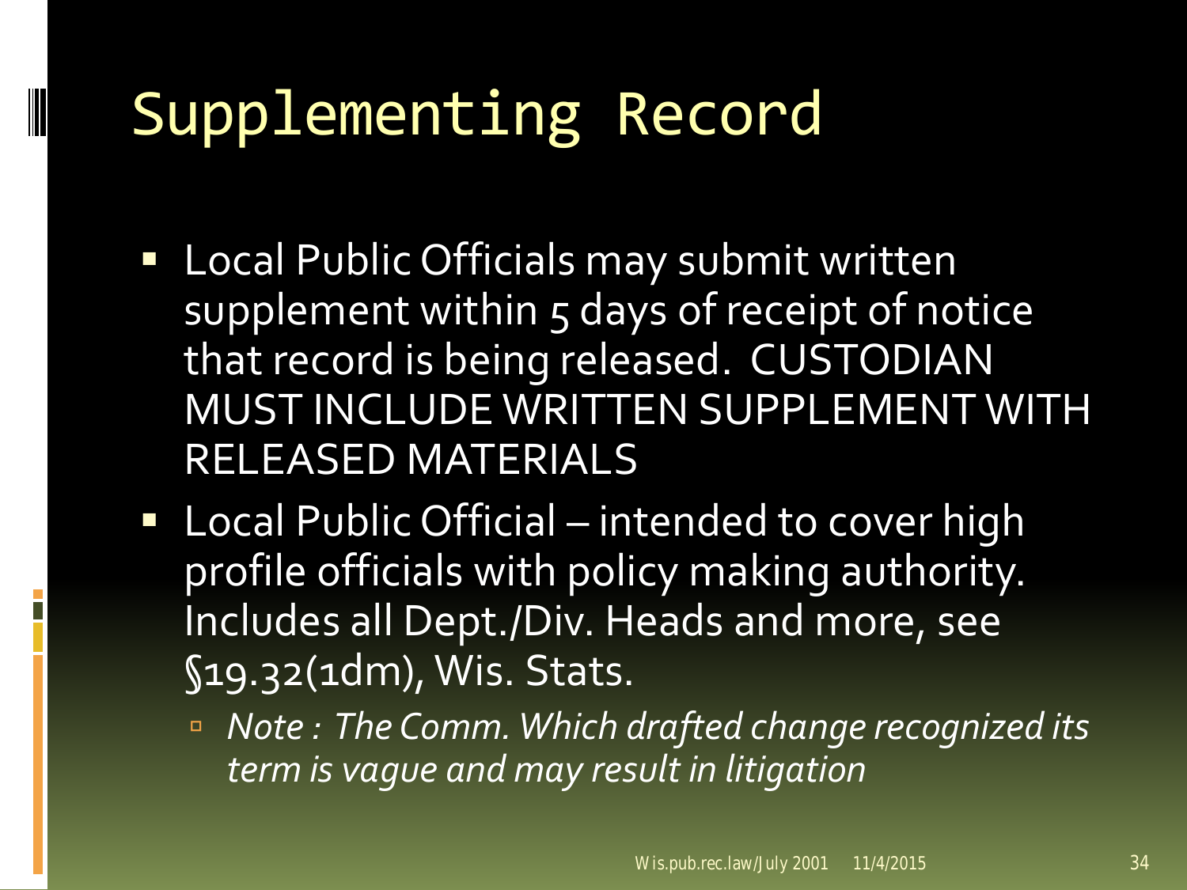# Supplementing Record

- Local Public Officials may submit written supplement within 5 days of receipt of notice that record is being released. CUSTODIAN MUST INCLUDE WRITTEN SUPPLEMENT WITH RELEASED MATERIALS
- Local Public Official – intended to cover high profile officials with policy making authority. Includes all Dept./Div. Heads and more, see §19.32(1dm), Wis. Stats.
  - *Note : The Comm. Which drafted change recognized its term is vague and may result in litigation*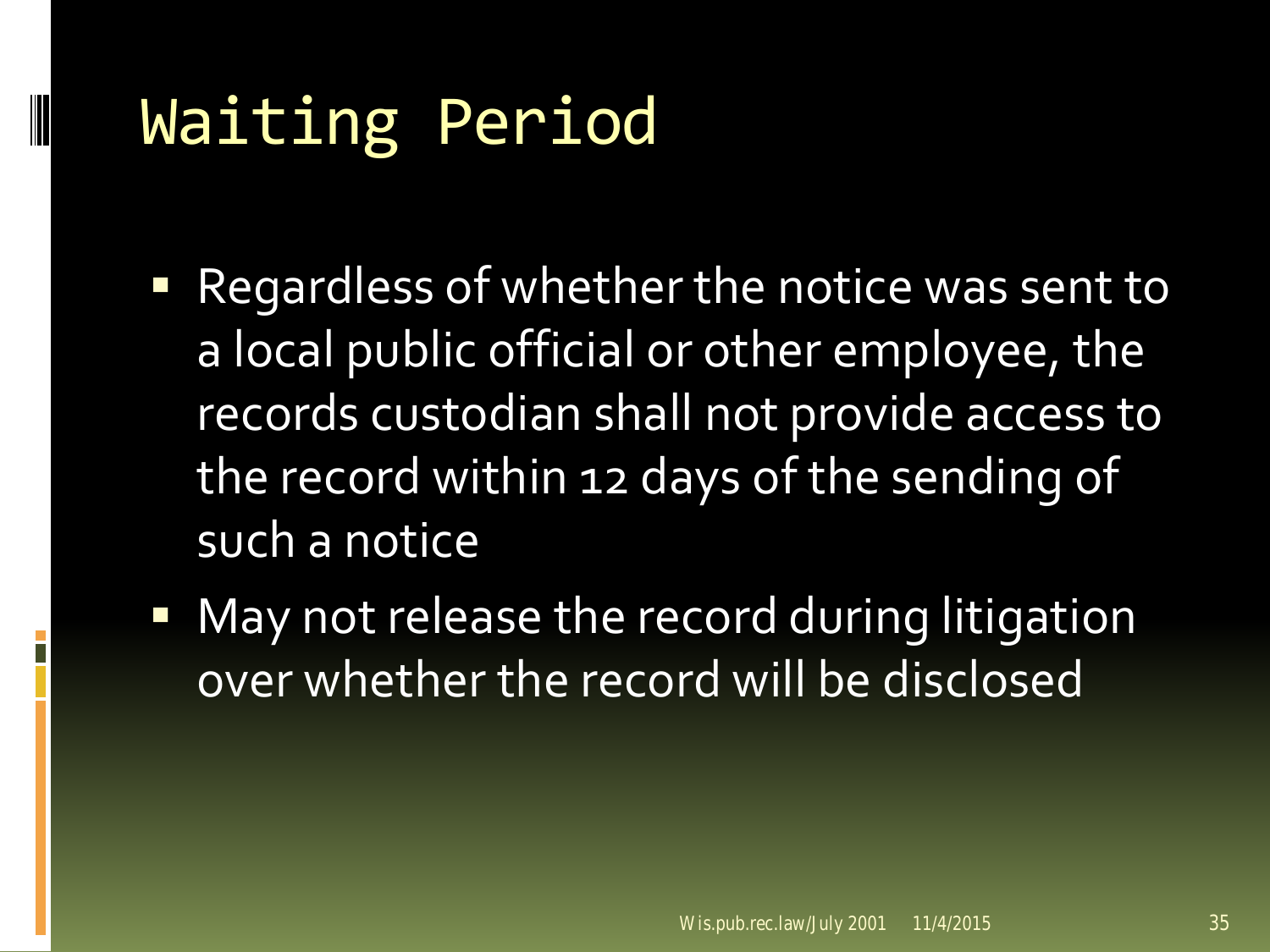# Waiting Period

- Regardless of whether the notice was sent to a local public official or other employee, the records custodian shall not provide access to the record within 12 days of the sending of such a notice
- May not release the record during litigation over whether the record will be disclosed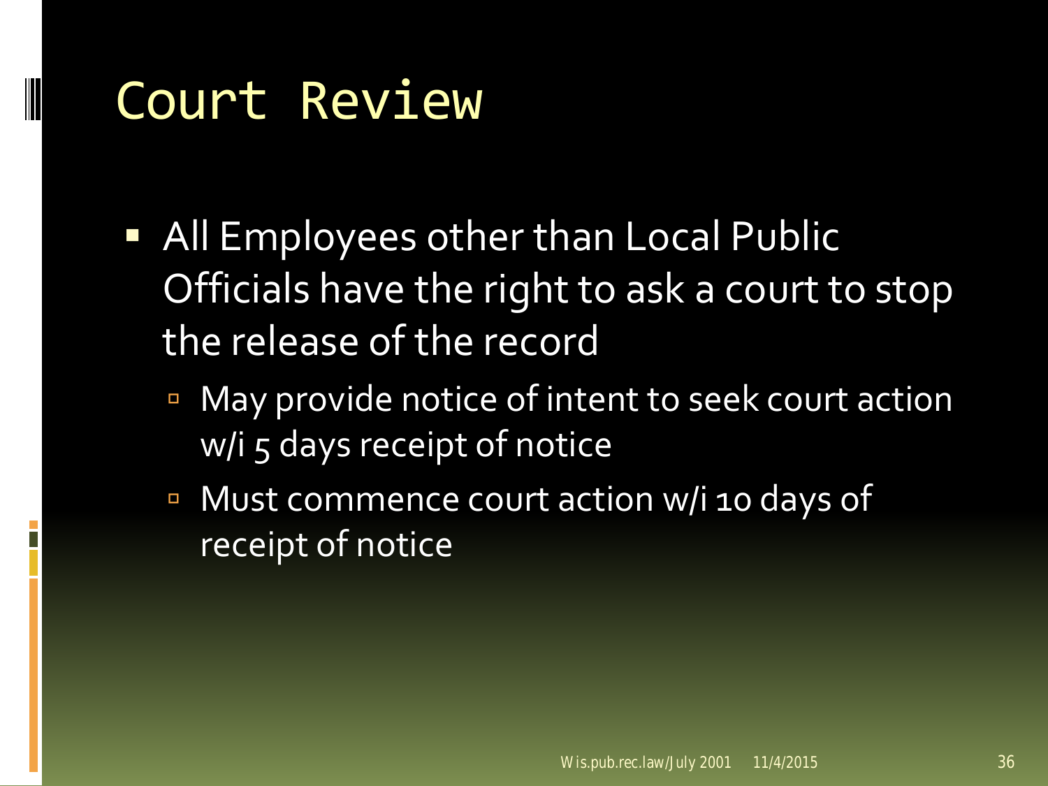# Court Review

- All Employees other than Local Public Officials have the right to ask a court to stop the release of the record
  - May provide notice of intent to seek court action w/i 5 days receipt of notice
  - Must commence court action w/i 10 days of receipt of notice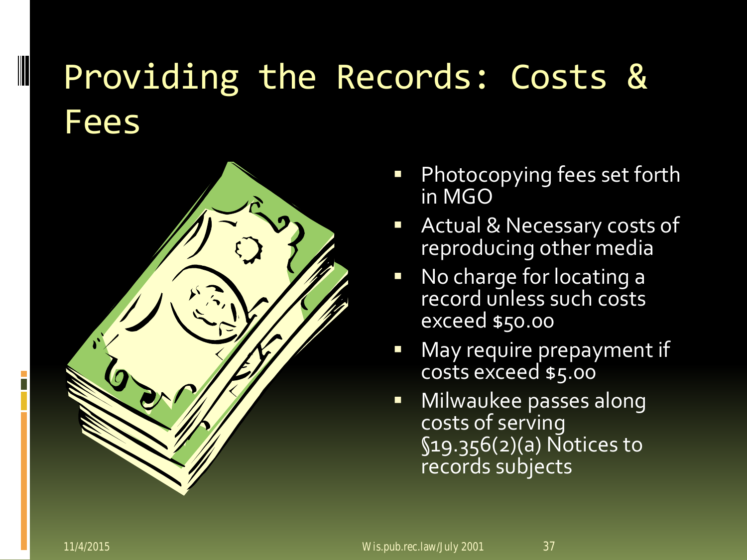# Providing the Records: Costs & Fees

- Photocopying fees set forth in MGO
- Actual & Necessary costs of reproducing other media
- No charge for locating a record unless such costs exceed $50.00
- May require prepayment if costs exceed $5.00
- Milwaukee passes along costs of serving §19.356(2)(a) Notices to records subjects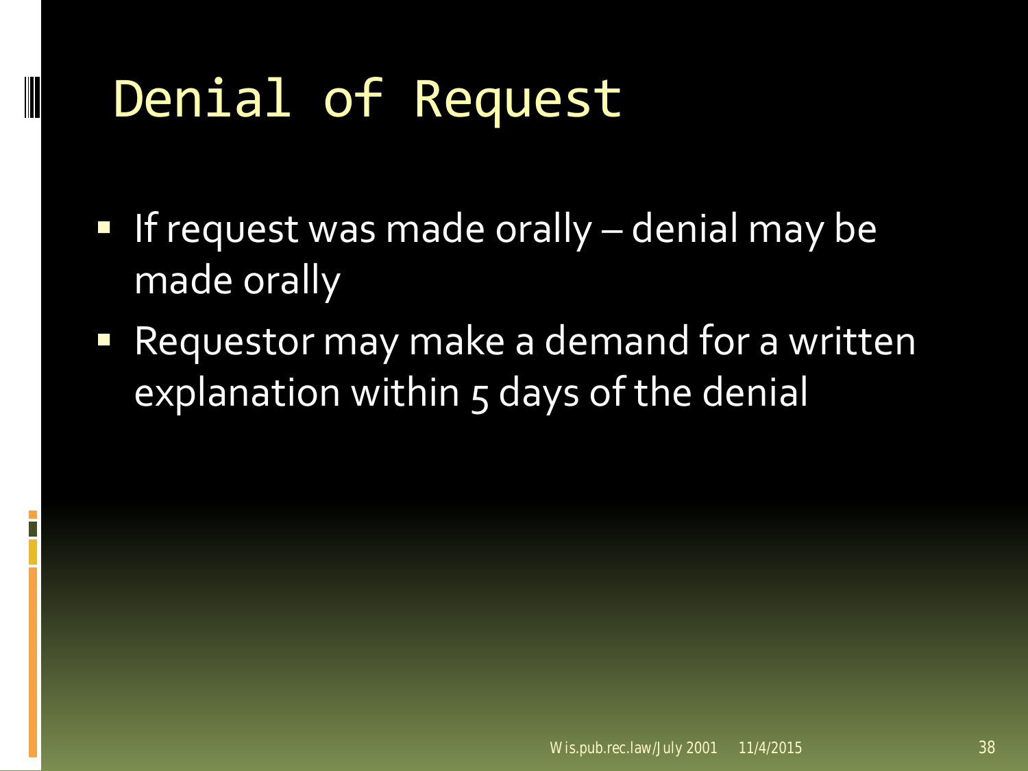# Denial of Request

- If request was made orally – denial may be made orally
- Requestor may make a demand for a written explanation within 5 days of the denial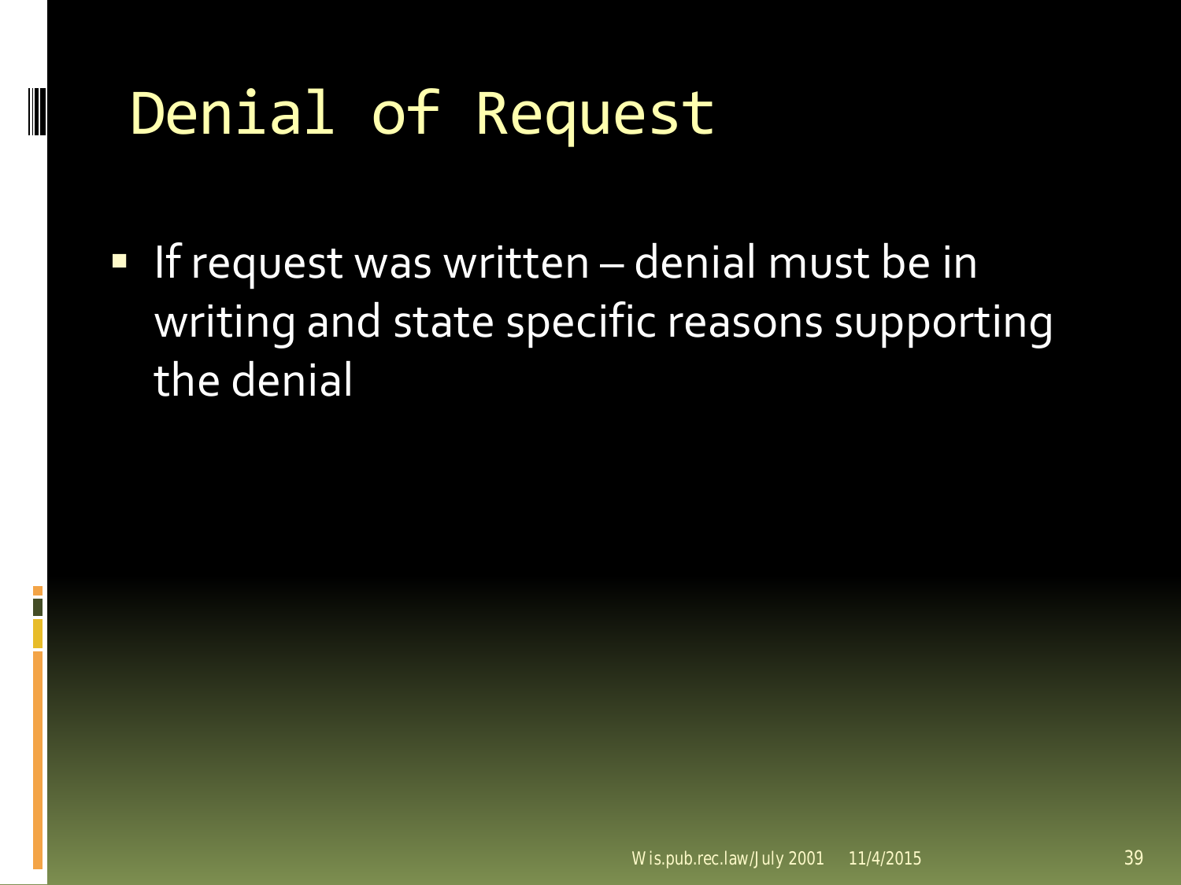# Denial of Request

- If request was written – denial must be in writing and state specific reasons supporting the denial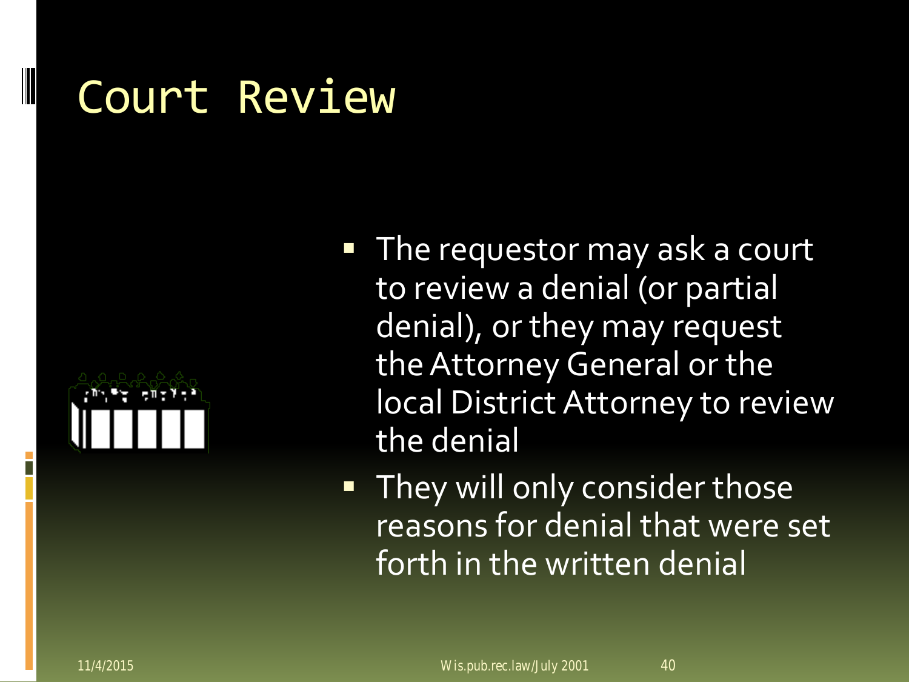# Court Review

- The requestor may ask a court to review a denial (or partial denial), or they may request the Attorney General or the local District Attorney to review the denial
- They will only consider those reasons for denial that were set forth in the written denial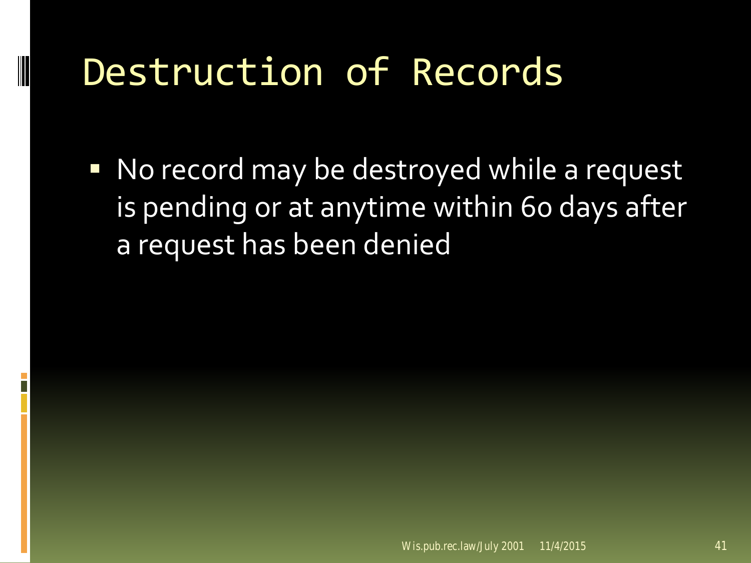# Destruction of Records

- No record may be destroyed while a request is pending or at anytime within 60 days after a request has been denied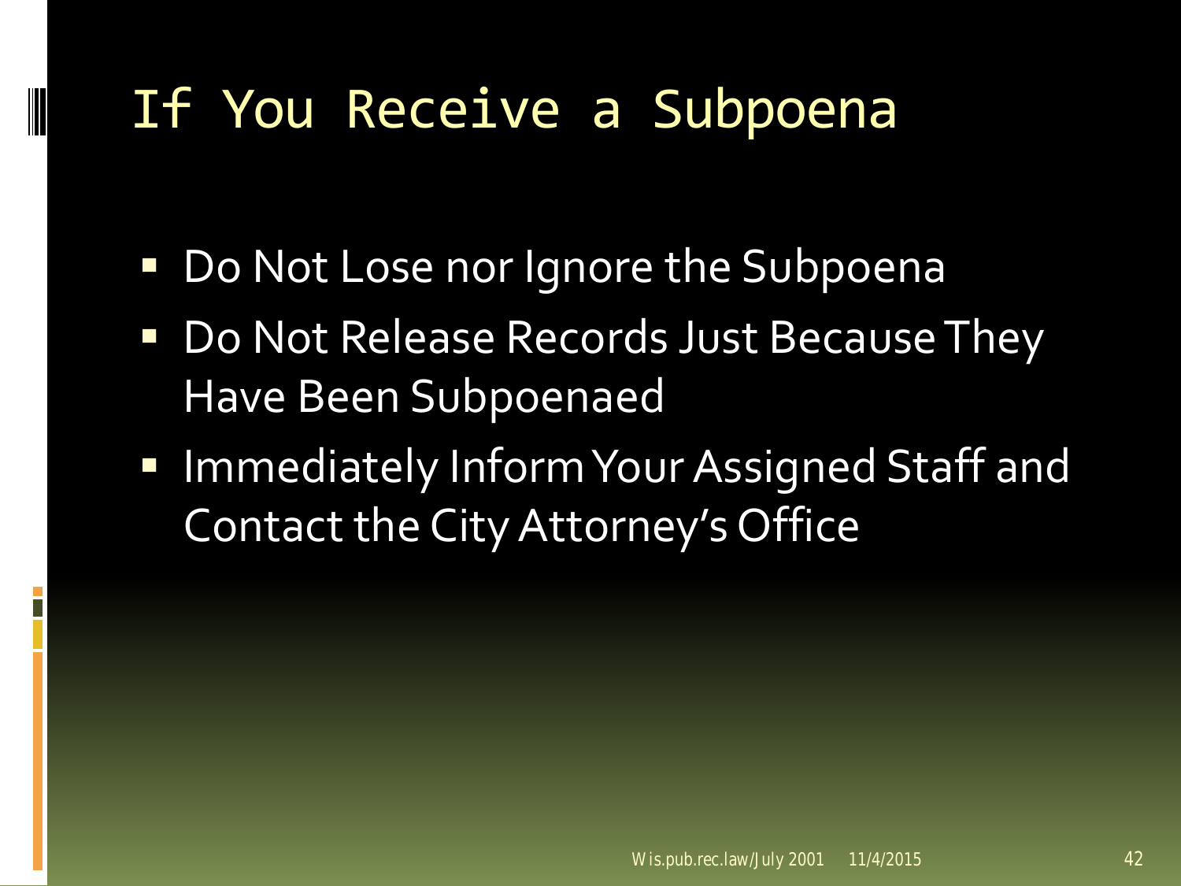# If You Receive a Subpoena

- Do Not Lose nor Ignore the Subpoena
- Do Not Release Records Just Because They Have Been Subpoenaed
- Immediately Inform Your Assigned Staff and Contact the City Attorney's Office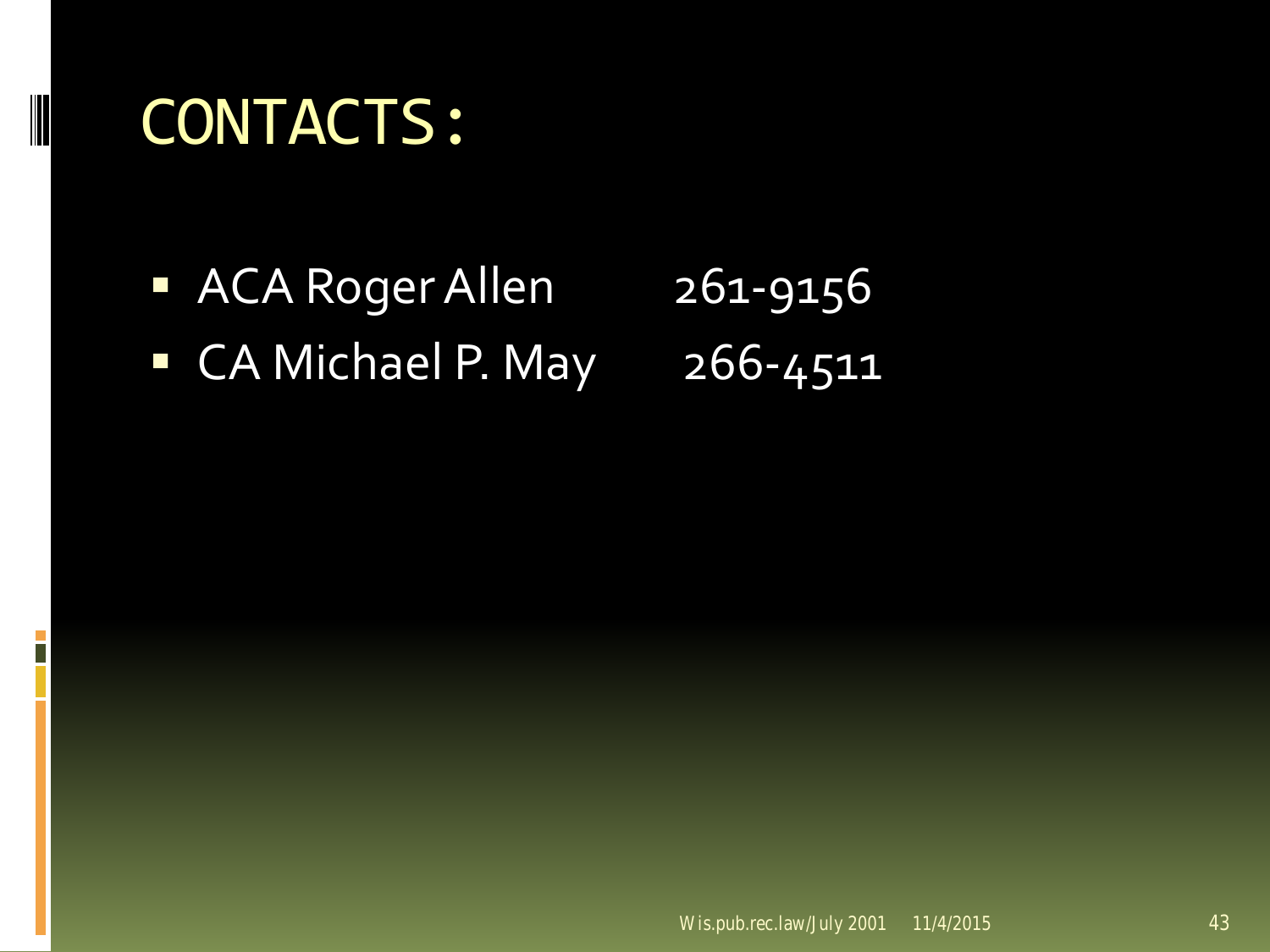# CONTACTS:

- ACA Roger Allen 261-9156
- CA Michael P. May 266-4511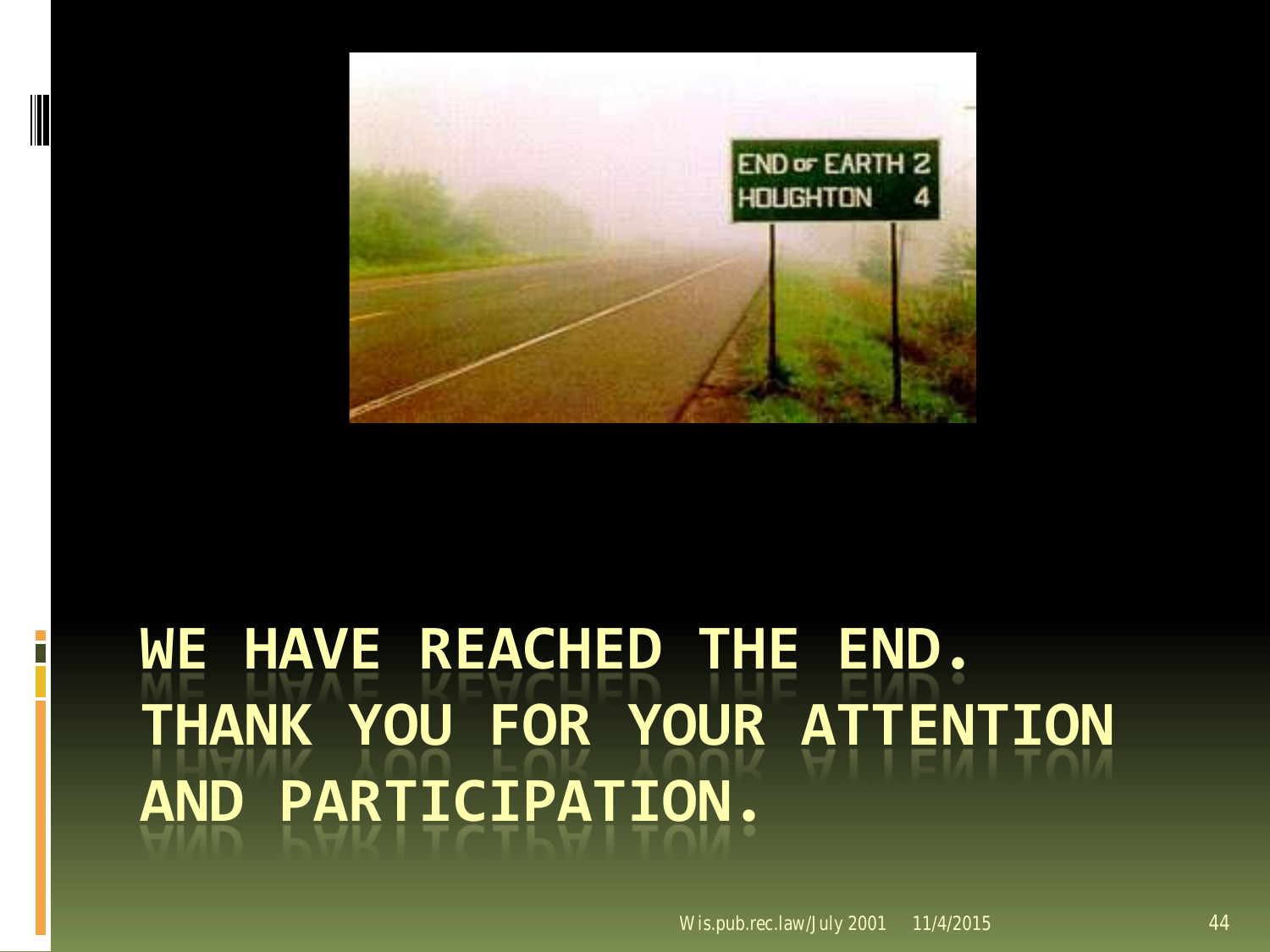# WE HAVE REACHED THE END. THANK YOU FOR YOUR ATTENTION AND PARTICIPATION.